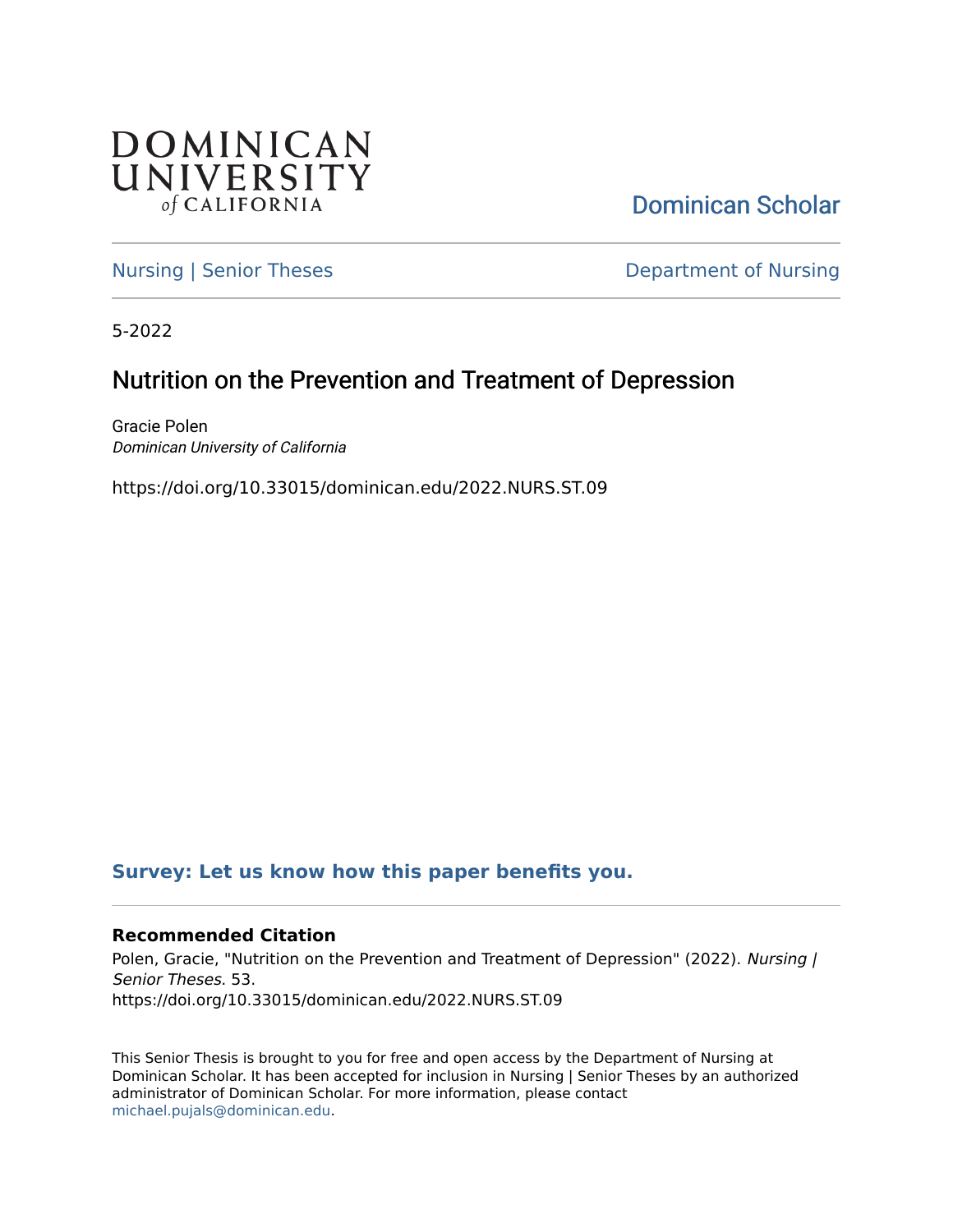DOMINICAN UNIVERSITY *of* CALIFORNIA

Dominican Scholar

Nursing | Senior Theses

Department of Nursing

5-2022

# Nutrition on the Prevention and Treatment of Depression

Gracie Polen
*Dominican University of California*

https://doi.org/10.33015/dominican.edu/2022.NURS.ST.09

**Survey: Let us know how this paper benefits you.**

**Recommended Citation**

Polen, Gracie, "Nutrition on the Prevention and Treatment of Depression" (2022). *Nursing | Senior Theses*. 53.
https://doi.org/10.33015/dominican.edu/2022.NURS.ST.09

This Senior Thesis is brought to you for free and open access by the Department of Nursing at Dominican Scholar. It has been accepted for inclusion in Nursing | Senior Theses by an authorized administrator of Dominican Scholar. For more information, please contact michael.pujals@dominican.edu.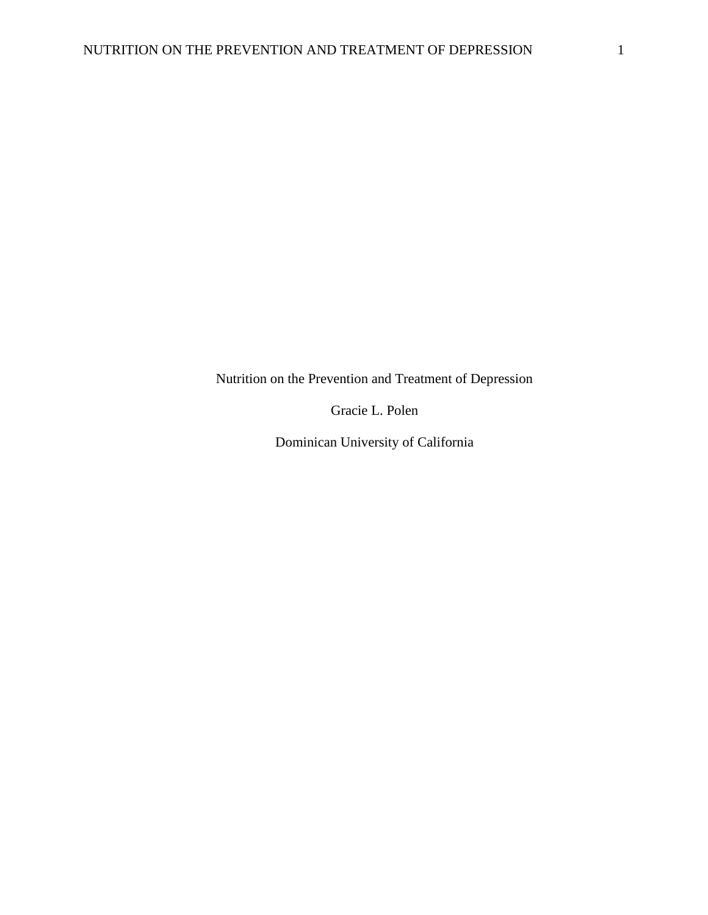Nutrition on the Prevention and Treatment of Depression

Gracie L. Polen

Dominican University of California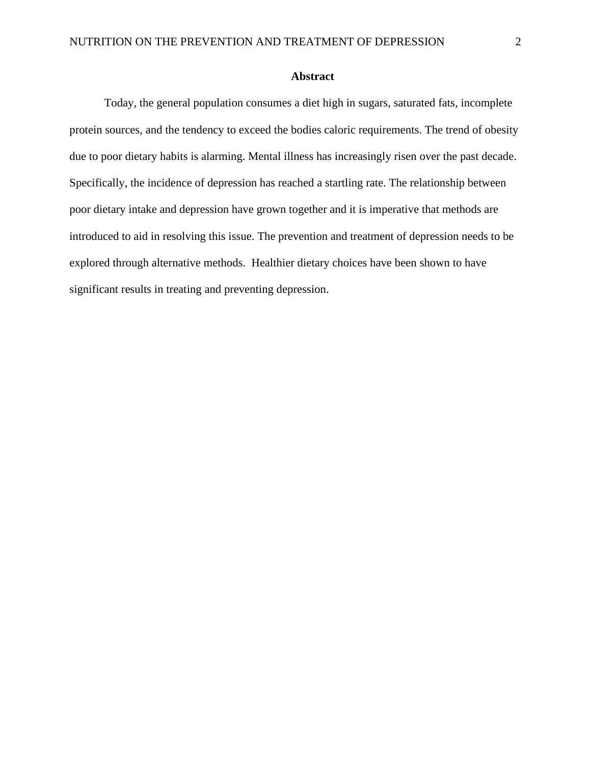## Abstract

Today, the general population consumes a diet high in sugars, saturated fats, incomplete protein sources, and the tendency to exceed the bodies caloric requirements. The trend of obesity due to poor dietary habits is alarming. Mental illness has increasingly risen over the past decade. Specifically, the incidence of depression has reached a startling rate. The relationship between poor dietary intake and depression have grown together and it is imperative that methods are introduced to aid in resolving this issue. The prevention and treatment of depression needs to be explored through alternative methods. Healthier dietary choices have been shown to have significant results in treating and preventing depression.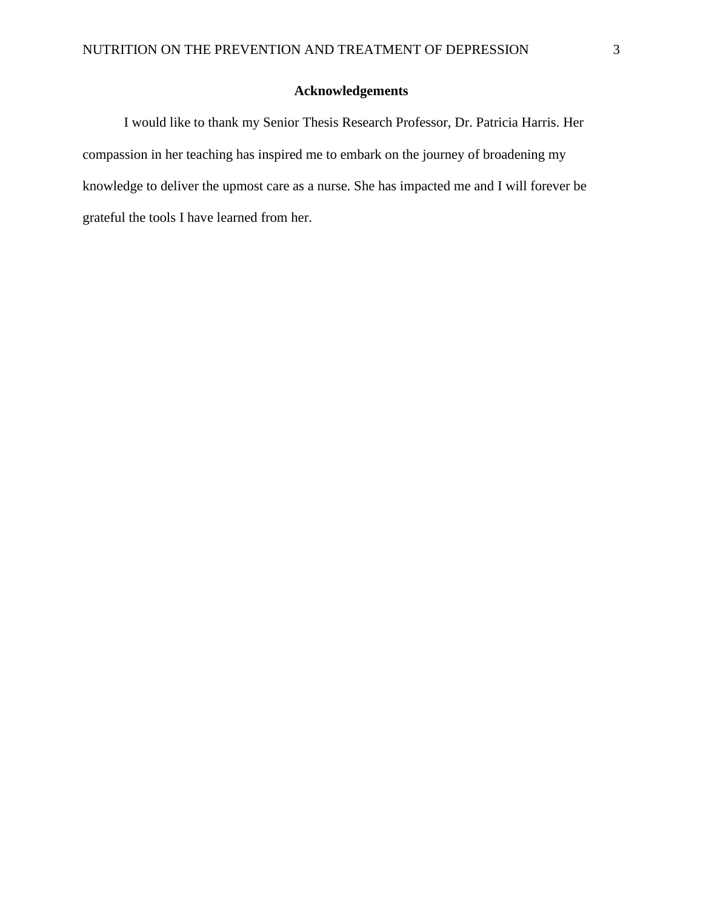## Acknowledgements

I would like to thank my Senior Thesis Research Professor, Dr. Patricia Harris. Her compassion in her teaching has inspired me to embark on the journey of broadening my knowledge to deliver the upmost care as a nurse. She has impacted me and I will forever be grateful the tools I have learned from her.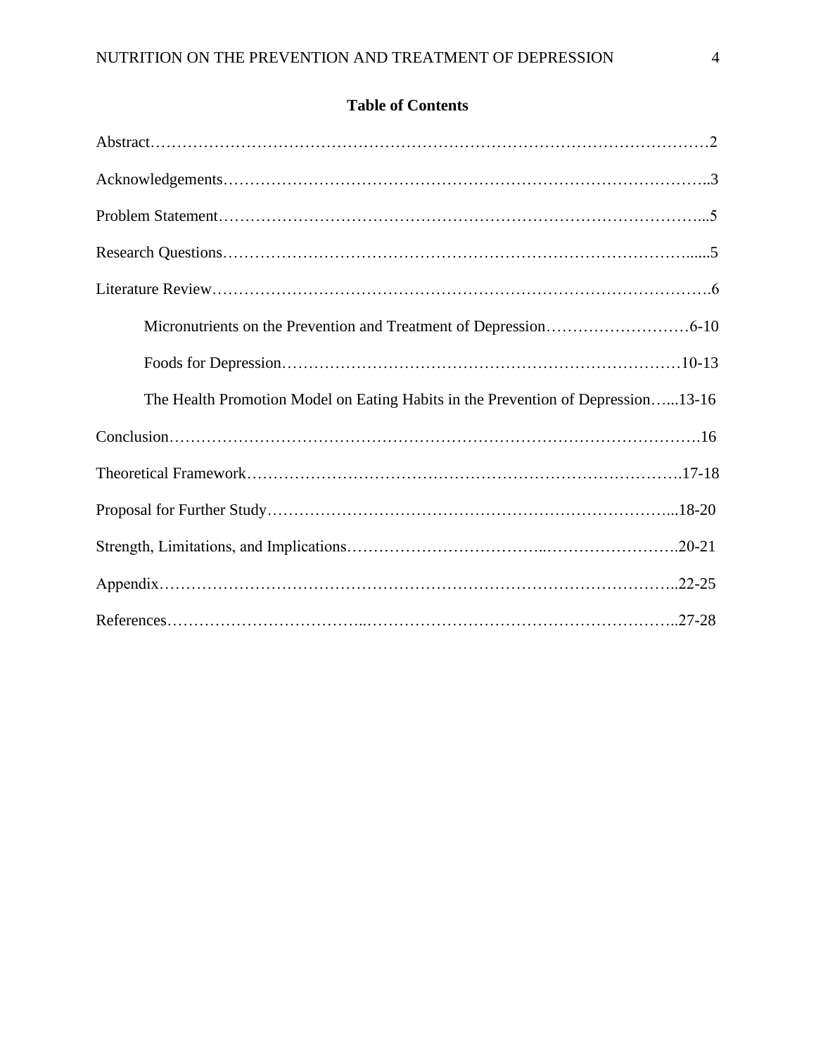## Table of Contents

Abstract…………………………………………………………………………………………2

Acknowledgements……………………………………………………………………………..3

Problem Statement……………………………………………………………………………...5

Research Questions………………………………………………………………………......5

Literature Review………………………………………………………………………………….6

- Micronutrients on the Prevention and Treatment of Depression………………………6-10
- Foods for Depression…………………………………………………………………10-13
- The Health Promotion Model on Eating Habits in the Prevention of Depression…...13-16

Conclusion……………………………………………………………………………………….16

Theoretical Framework……………………………………………………………………….17-18

Proposal for Further Study……………………………………………………………………...18-20

Strength, Limitations, and Implications……………………………..…………………….20-21

Appendix……………………………………………………………………………………..22-25

References……………………………..…………………………………………………..27-28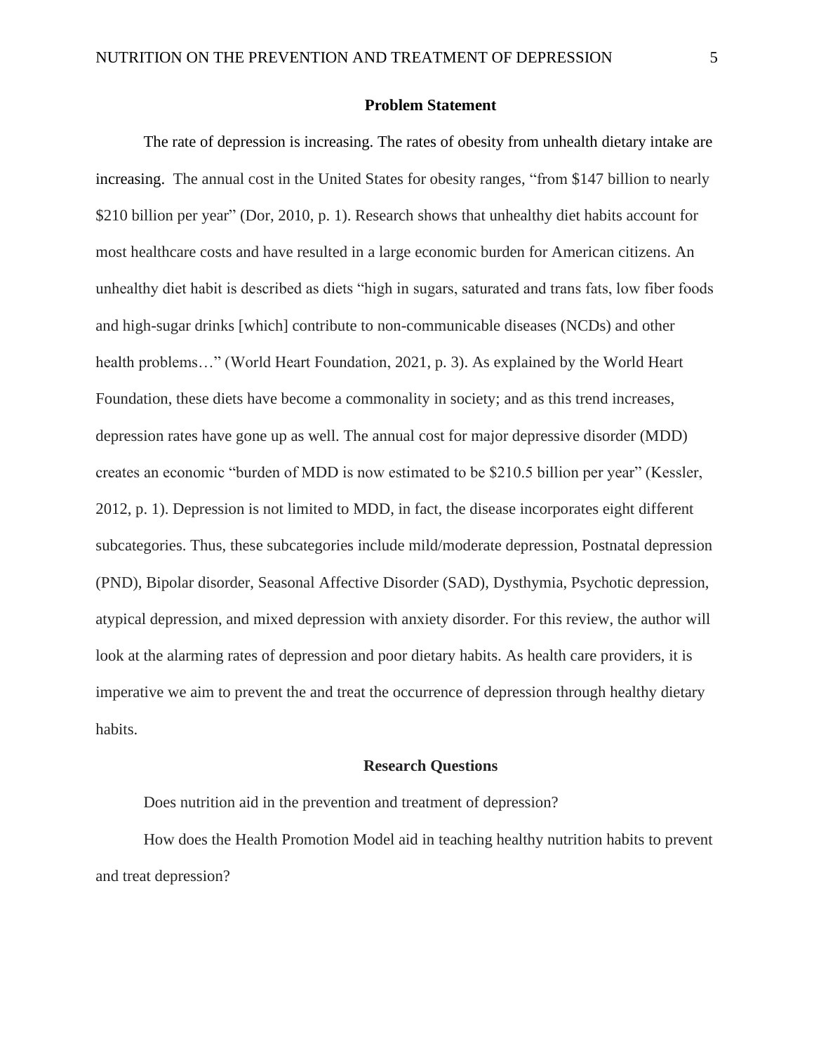## Problem Statement

The rate of depression is increasing. The rates of obesity from unhealth dietary intake are increasing. The annual cost in the United States for obesity ranges, "from $147 billion to nearly $210 billion per year" (Dor, 2010, p. 1). Research shows that unhealthy diet habits account for most healthcare costs and have resulted in a large economic burden for American citizens. An unhealthy diet habit is described as diets "high in sugars, saturated and trans fats, low fiber foods and high-sugar drinks [which] contribute to non-communicable diseases (NCDs) and other health problems…" (World Heart Foundation, 2021, p. 3). As explained by the World Heart Foundation, these diets have become a commonality in society; and as this trend increases, depression rates have gone up as well. The annual cost for major depressive disorder (MDD) creates an economic "burden of MDD is now estimated to be $210.5 billion per year" (Kessler, 2012, p. 1). Depression is not limited to MDD, in fact, the disease incorporates eight different subcategories. Thus, these subcategories include mild/moderate depression, Postnatal depression (PND), Bipolar disorder, Seasonal Affective Disorder (SAD), Dysthymia, Psychotic depression, atypical depression, and mixed depression with anxiety disorder. For this review, the author will look at the alarming rates of depression and poor dietary habits. As health care providers, it is imperative we aim to prevent the and treat the occurrence of depression through healthy dietary habits.

## Research Questions

Does nutrition aid in the prevention and treatment of depression?

How does the Health Promotion Model aid in teaching healthy nutrition habits to prevent and treat depression?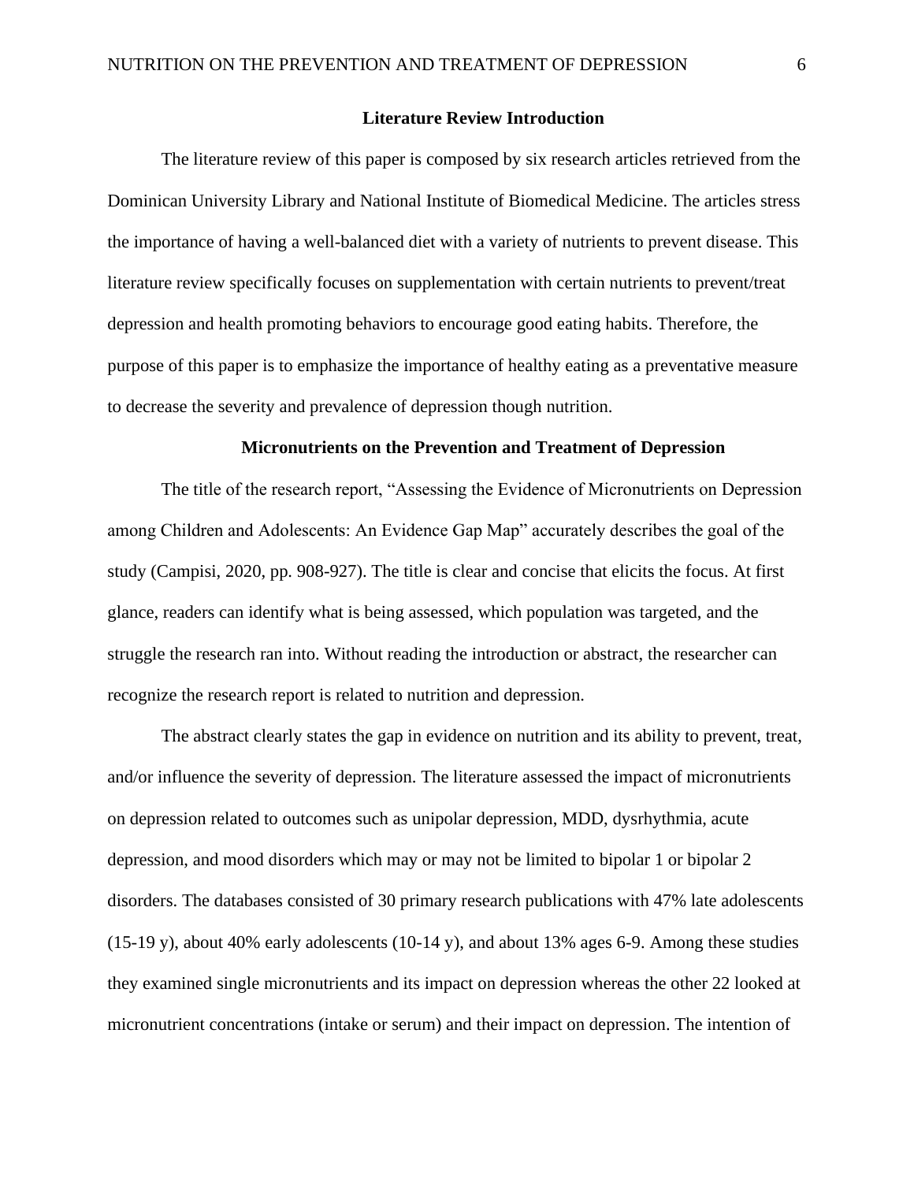## Literature Review Introduction

The literature review of this paper is composed by six research articles retrieved from the Dominican University Library and National Institute of Biomedical Medicine. The articles stress the importance of having a well-balanced diet with a variety of nutrients to prevent disease. This literature review specifically focuses on supplementation with certain nutrients to prevent/treat depression and health promoting behaviors to encourage good eating habits. Therefore, the purpose of this paper is to emphasize the importance of healthy eating as a preventative measure to decrease the severity and prevalence of depression though nutrition.

## Micronutrients on the Prevention and Treatment of Depression

The title of the research report, "Assessing the Evidence of Micronutrients on Depression among Children and Adolescents: An Evidence Gap Map" accurately describes the goal of the study (Campisi, 2020, pp. 908-927). The title is clear and concise that elicits the focus. At first glance, readers can identify what is being assessed, which population was targeted, and the struggle the research ran into. Without reading the introduction or abstract, the researcher can recognize the research report is related to nutrition and depression.

The abstract clearly states the gap in evidence on nutrition and its ability to prevent, treat, and/or influence the severity of depression. The literature assessed the impact of micronutrients on depression related to outcomes such as unipolar depression, MDD, dysrhythmia, acute depression, and mood disorders which may or may not be limited to bipolar 1 or bipolar 2 disorders. The databases consisted of 30 primary research publications with 47% late adolescents (15-19 y), about 40% early adolescents (10-14 y), and about 13% ages 6-9. Among these studies they examined single micronutrients and its impact on depression whereas the other 22 looked at micronutrient concentrations (intake or serum) and their impact on depression. The intention of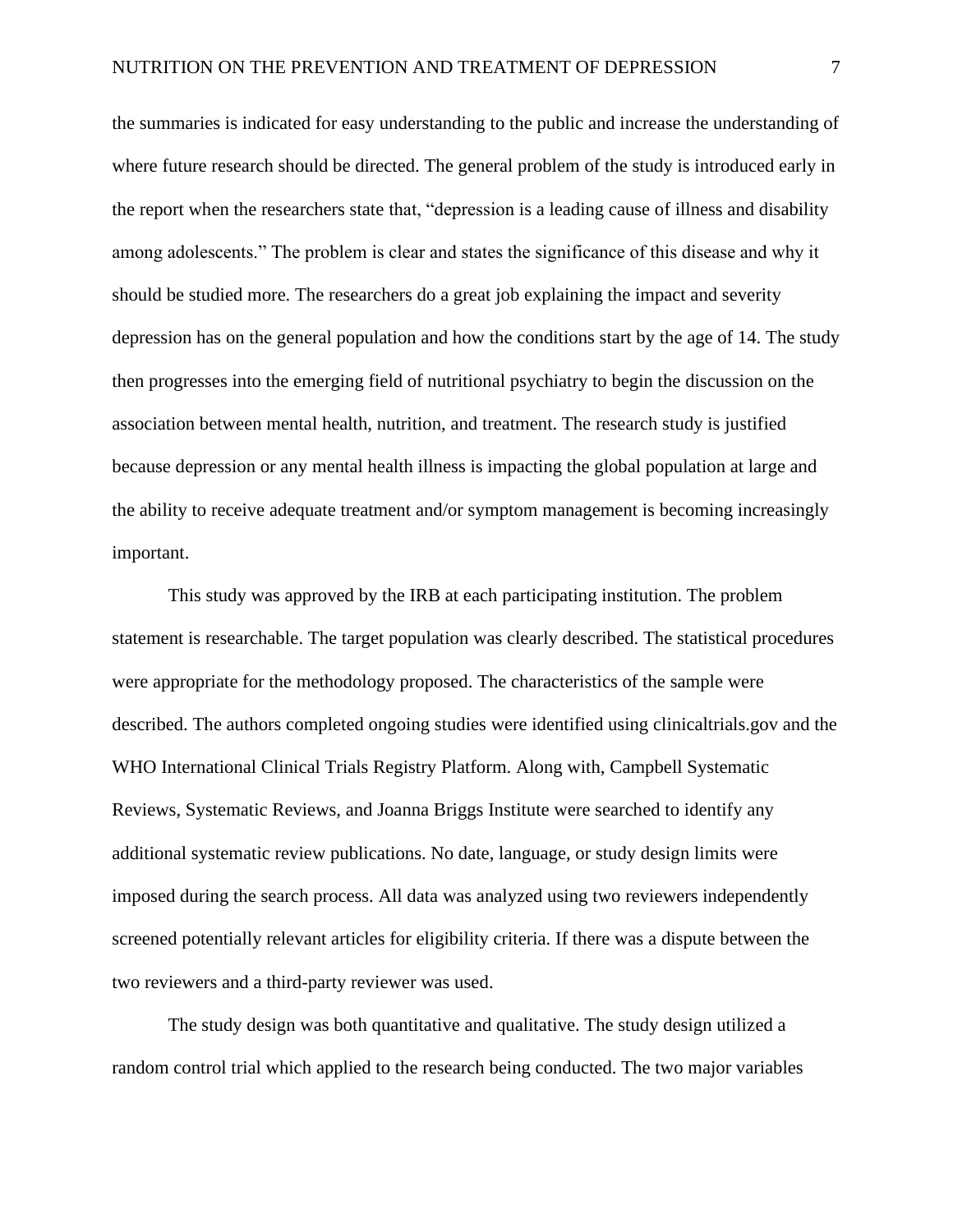the summaries is indicated for easy understanding to the public and increase the understanding of where future research should be directed. The general problem of the study is introduced early in the report when the researchers state that, "depression is a leading cause of illness and disability among adolescents." The problem is clear and states the significance of this disease and why it should be studied more. The researchers do a great job explaining the impact and severity depression has on the general population and how the conditions start by the age of 14. The study then progresses into the emerging field of nutritional psychiatry to begin the discussion on the association between mental health, nutrition, and treatment. The research study is justified because depression or any mental health illness is impacting the global population at large and the ability to receive adequate treatment and/or symptom management is becoming increasingly important.

This study was approved by the IRB at each participating institution. The problem statement is researchable. The target population was clearly described. The statistical procedures were appropriate for the methodology proposed. The characteristics of the sample were described. The authors completed ongoing studies were identified using clinicaltrials.gov and the WHO International Clinical Trials Registry Platform. Along with, Campbell Systematic Reviews, Systematic Reviews, and Joanna Briggs Institute were searched to identify any additional systematic review publications. No date, language, or study design limits were imposed during the search process. All data was analyzed using two reviewers independently screened potentially relevant articles for eligibility criteria. If there was a dispute between the two reviewers and a third-party reviewer was used.

The study design was both quantitative and qualitative. The study design utilized a random control trial which applied to the research being conducted. The two major variables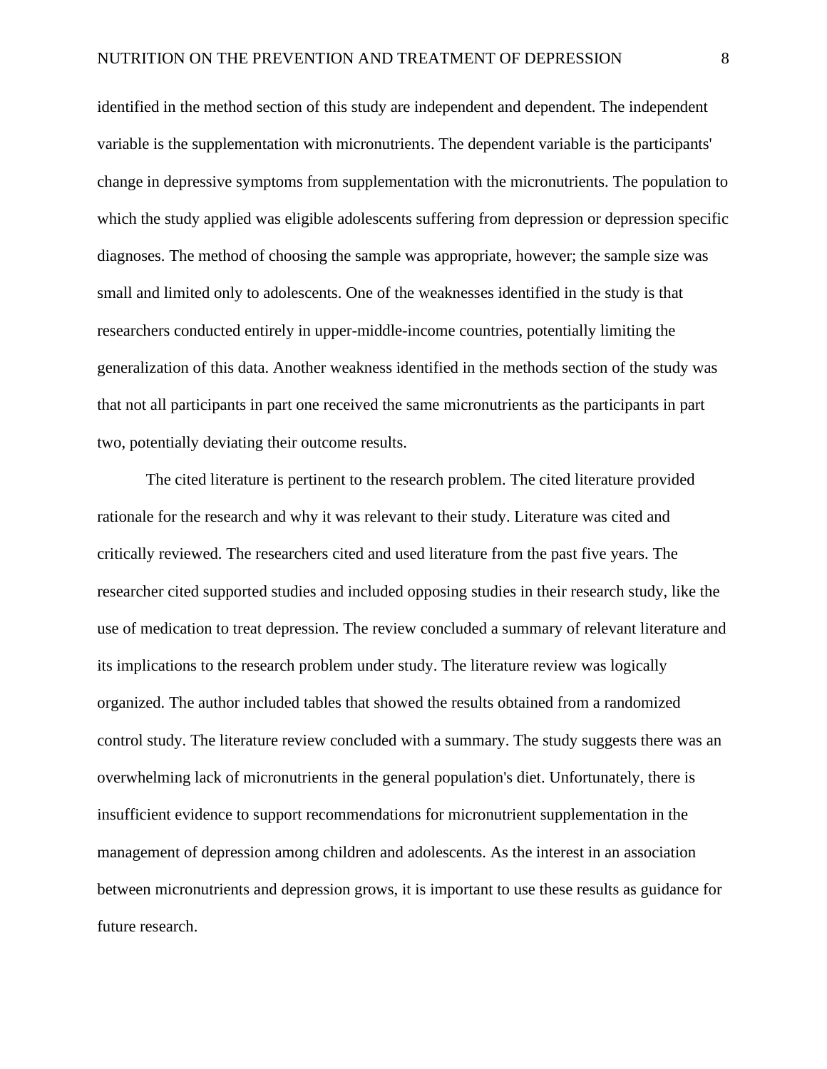identified in the method section of this study are independent and dependent. The independent variable is the supplementation with micronutrients. The dependent variable is the participants' change in depressive symptoms from supplementation with the micronutrients. The population to which the study applied was eligible adolescents suffering from depression or depression specific diagnoses. The method of choosing the sample was appropriate, however; the sample size was small and limited only to adolescents. One of the weaknesses identified in the study is that researchers conducted entirely in upper-middle-income countries, potentially limiting the generalization of this data. Another weakness identified in the methods section of the study was that not all participants in part one received the same micronutrients as the participants in part two, potentially deviating their outcome results.

The cited literature is pertinent to the research problem. The cited literature provided rationale for the research and why it was relevant to their study. Literature was cited and critically reviewed. The researchers cited and used literature from the past five years. The researcher cited supported studies and included opposing studies in their research study, like the use of medication to treat depression. The review concluded a summary of relevant literature and its implications to the research problem under study. The literature review was logically organized. The author included tables that showed the results obtained from a randomized control study. The literature review concluded with a summary. The study suggests there was an overwhelming lack of micronutrients in the general population's diet. Unfortunately, there is insufficient evidence to support recommendations for micronutrient supplementation in the management of depression among children and adolescents. As the interest in an association between micronutrients and depression grows, it is important to use these results as guidance for future research.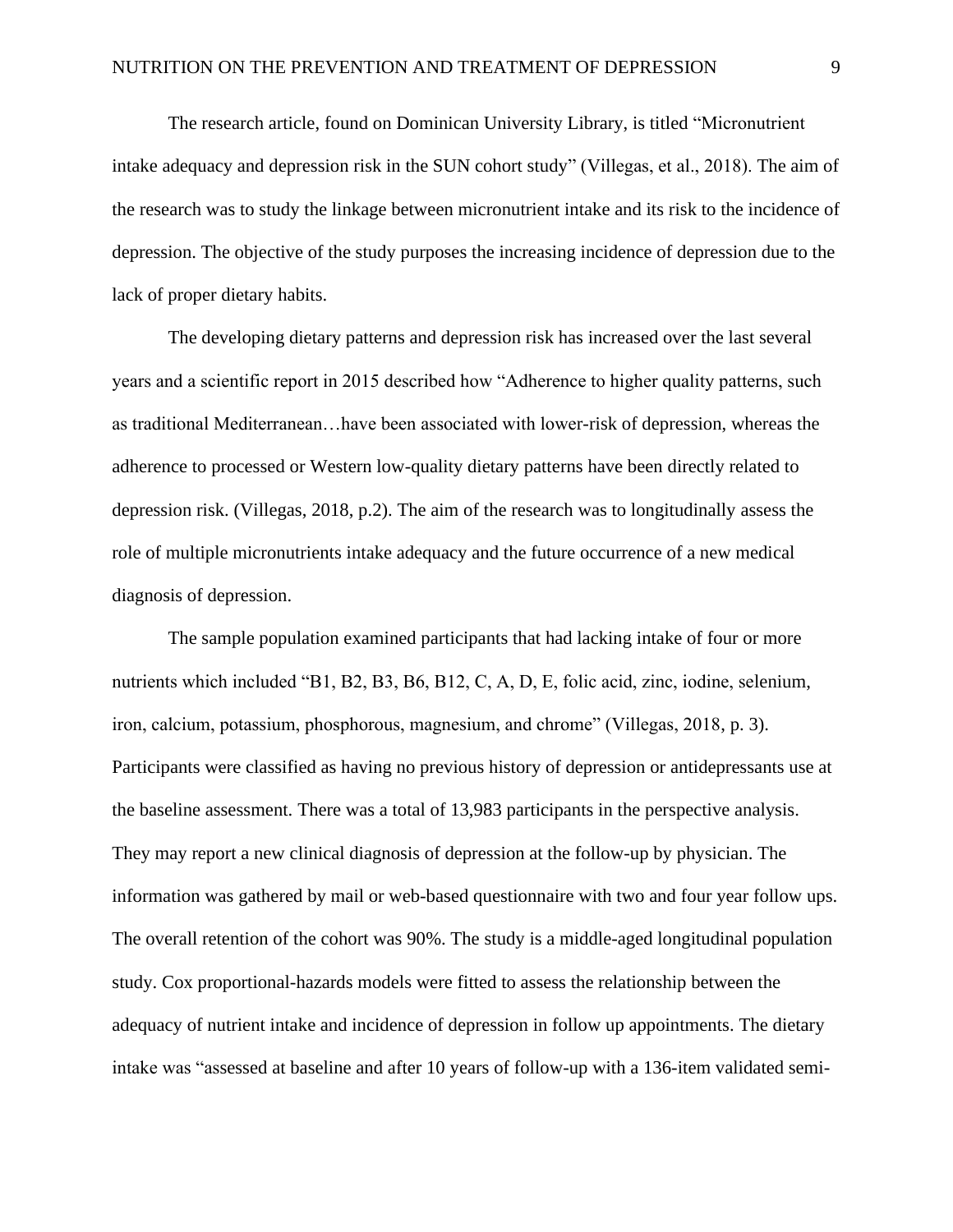The research article, found on Dominican University Library, is titled "Micronutrient intake adequacy and depression risk in the SUN cohort study" (Villegas, et al., 2018). The aim of the research was to study the linkage between micronutrient intake and its risk to the incidence of depression. The objective of the study purposes the increasing incidence of depression due to the lack of proper dietary habits.

The developing dietary patterns and depression risk has increased over the last several years and a scientific report in 2015 described how "Adherence to higher quality patterns, such as traditional Mediterranean…have been associated with lower-risk of depression, whereas the adherence to processed or Western low-quality dietary patterns have been directly related to depression risk. (Villegas, 2018, p.2). The aim of the research was to longitudinally assess the role of multiple micronutrients intake adequacy and the future occurrence of a new medical diagnosis of depression.

The sample population examined participants that had lacking intake of four or more nutrients which included "B1, B2, B3, B6, B12, C, A, D, E, folic acid, zinc, iodine, selenium, iron, calcium, potassium, phosphorous, magnesium, and chrome" (Villegas, 2018, p. 3). Participants were classified as having no previous history of depression or antidepressants use at the baseline assessment. There was a total of 13,983 participants in the perspective analysis. They may report a new clinical diagnosis of depression at the follow-up by physician. The information was gathered by mail or web-based questionnaire with two and four year follow ups. The overall retention of the cohort was 90%. The study is a middle-aged longitudinal population study. Cox proportional-hazards models were fitted to assess the relationship between the adequacy of nutrient intake and incidence of depression in follow up appointments. The dietary intake was "assessed at baseline and after 10 years of follow-up with a 136-item validated semi-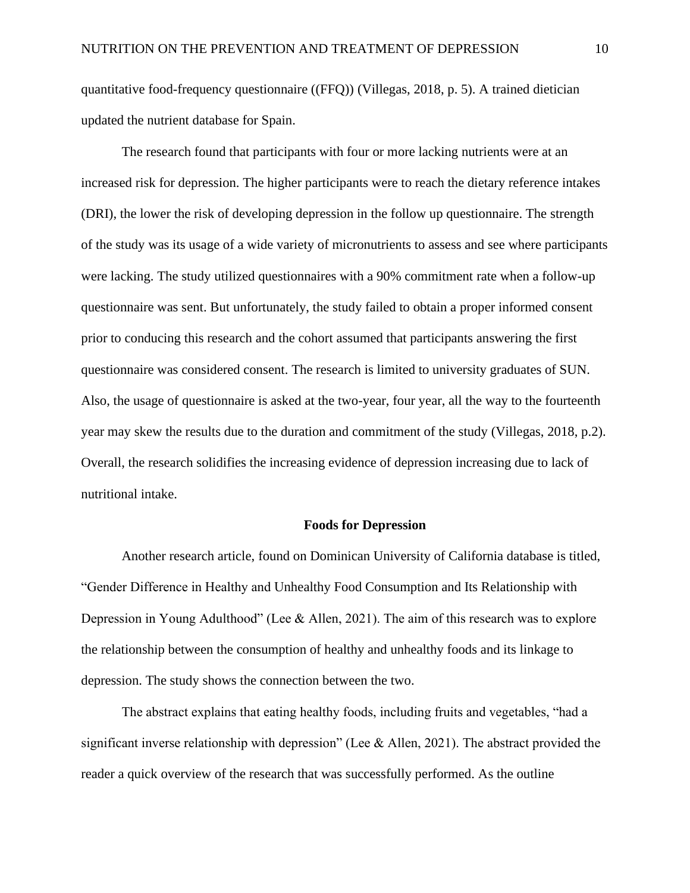quantitative food-frequency questionnaire ((FFQ)) (Villegas, 2018, p. 5). A trained dietician updated the nutrient database for Spain.

The research found that participants with four or more lacking nutrients were at an increased risk for depression. The higher participants were to reach the dietary reference intakes (DRI), the lower the risk of developing depression in the follow up questionnaire. The strength of the study was its usage of a wide variety of micronutrients to assess and see where participants were lacking. The study utilized questionnaires with a 90% commitment rate when a follow-up questionnaire was sent. But unfortunately, the study failed to obtain a proper informed consent prior to conducing this research and the cohort assumed that participants answering the first questionnaire was considered consent. The research is limited to university graduates of SUN. Also, the usage of questionnaire is asked at the two-year, four year, all the way to the fourteenth year may skew the results due to the duration and commitment of the study (Villegas, 2018, p.2). Overall, the research solidifies the increasing evidence of depression increasing due to lack of nutritional intake.

## Foods for Depression

Another research article, found on Dominican University of California database is titled, "Gender Difference in Healthy and Unhealthy Food Consumption and Its Relationship with Depression in Young Adulthood" (Lee & Allen, 2021). The aim of this research was to explore the relationship between the consumption of healthy and unhealthy foods and its linkage to depression. The study shows the connection between the two.

The abstract explains that eating healthy foods, including fruits and vegetables, "had a significant inverse relationship with depression" (Lee & Allen, 2021). The abstract provided the reader a quick overview of the research that was successfully performed. As the outline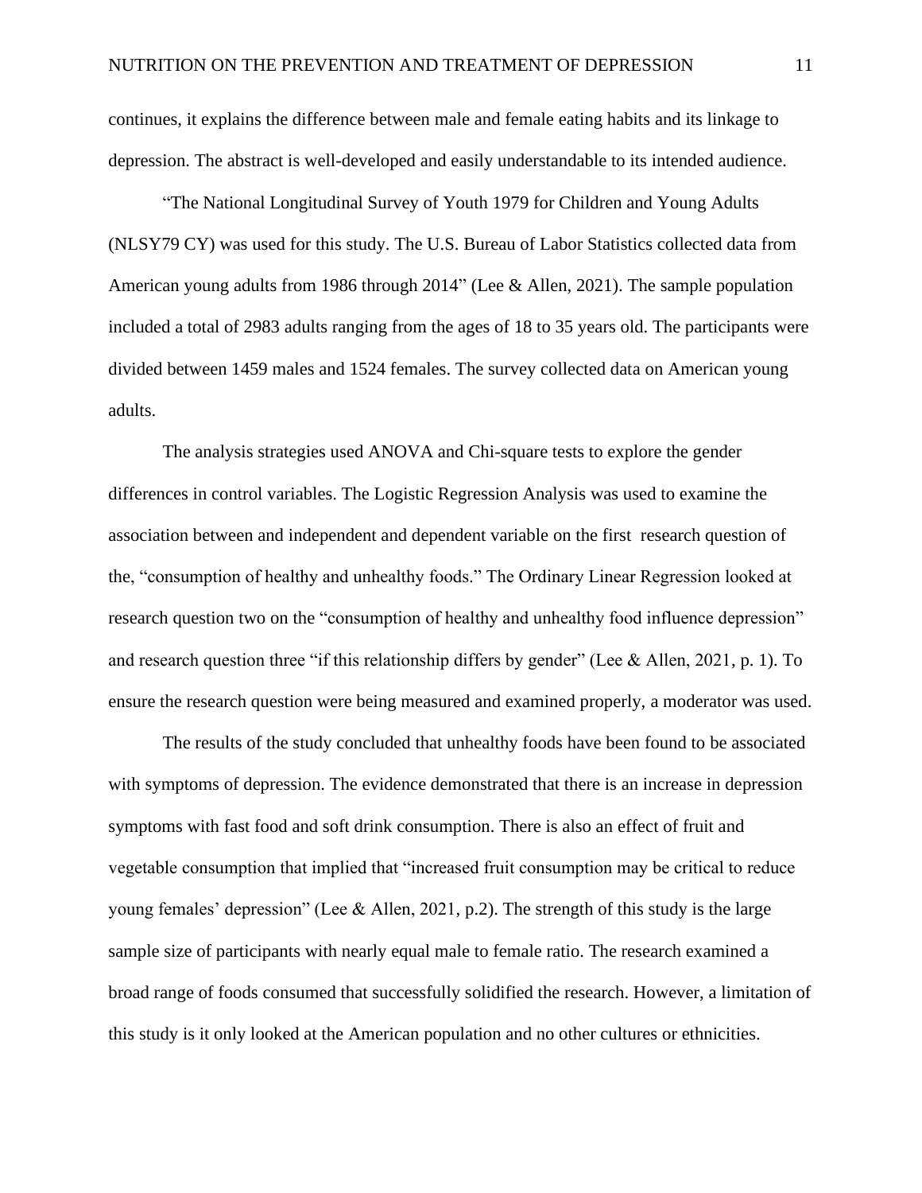continues, it explains the difference between male and female eating habits and its linkage to depression. The abstract is well-developed and easily understandable to its intended audience.

"The National Longitudinal Survey of Youth 1979 for Children and Young Adults (NLSY79 CY) was used for this study. The U.S. Bureau of Labor Statistics collected data from American young adults from 1986 through 2014" (Lee & Allen, 2021). The sample population included a total of 2983 adults ranging from the ages of 18 to 35 years old. The participants were divided between 1459 males and 1524 females. The survey collected data on American young adults.

The analysis strategies used ANOVA and Chi-square tests to explore the gender differences in control variables. The Logistic Regression Analysis was used to examine the association between and independent and dependent variable on the first research question of the, "consumption of healthy and unhealthy foods." The Ordinary Linear Regression looked at research question two on the "consumption of healthy and unhealthy food influence depression" and research question three "if this relationship differs by gender" (Lee & Allen, 2021, p. 1). To ensure the research question were being measured and examined properly, a moderator was used.

The results of the study concluded that unhealthy foods have been found to be associated with symptoms of depression. The evidence demonstrated that there is an increase in depression symptoms with fast food and soft drink consumption. There is also an effect of fruit and vegetable consumption that implied that "increased fruit consumption may be critical to reduce young females' depression" (Lee & Allen, 2021, p.2). The strength of this study is the large sample size of participants with nearly equal male to female ratio. The research examined a broad range of foods consumed that successfully solidified the research. However, a limitation of this study is it only looked at the American population and no other cultures or ethnicities.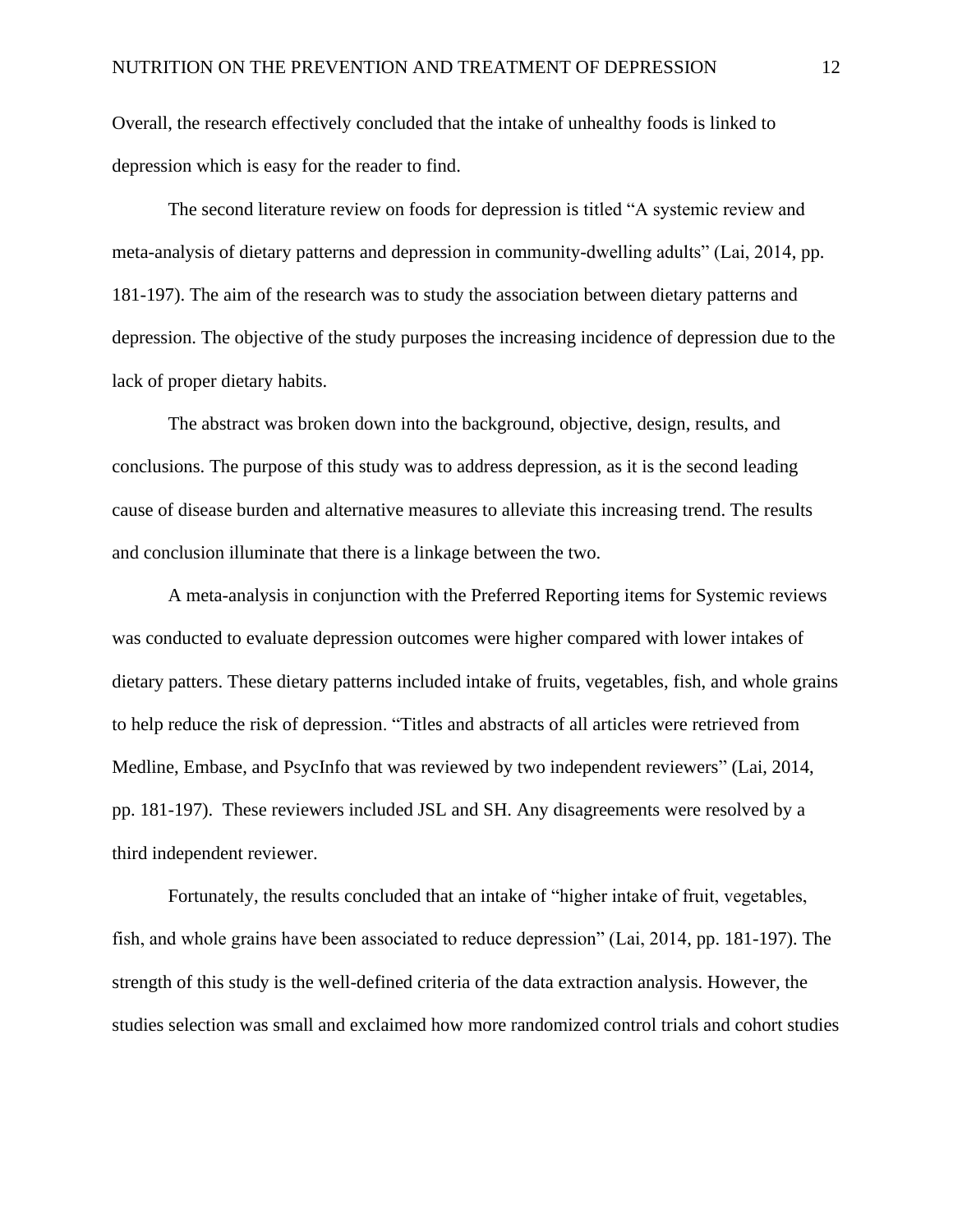Overall, the research effectively concluded that the intake of unhealthy foods is linked to depression which is easy for the reader to find.

The second literature review on foods for depression is titled “A systemic review and meta-analysis of dietary patterns and depression in community-dwelling adults” (Lai, 2014, pp. 181-197). The aim of the research was to study the association between dietary patterns and depression. The objective of the study purposes the increasing incidence of depression due to the lack of proper dietary habits.

The abstract was broken down into the background, objective, design, results, and conclusions. The purpose of this study was to address depression, as it is the second leading cause of disease burden and alternative measures to alleviate this increasing trend. The results and conclusion illuminate that there is a linkage between the two.

A meta-analysis in conjunction with the Preferred Reporting items for Systemic reviews was conducted to evaluate depression outcomes were higher compared with lower intakes of dietary patters. These dietary patterns included intake of fruits, vegetables, fish, and whole grains to help reduce the risk of depression. “Titles and abstracts of all articles were retrieved from Medline, Embase, and PsycInfo that was reviewed by two independent reviewers” (Lai, 2014, pp. 181-197). These reviewers included JSL and SH. Any disagreements were resolved by a third independent reviewer.

Fortunately, the results concluded that an intake of “higher intake of fruit, vegetables, fish, and whole grains have been associated to reduce depression” (Lai, 2014, pp. 181-197). The strength of this study is the well-defined criteria of the data extraction analysis. However, the studies selection was small and exclaimed how more randomized control trials and cohort studies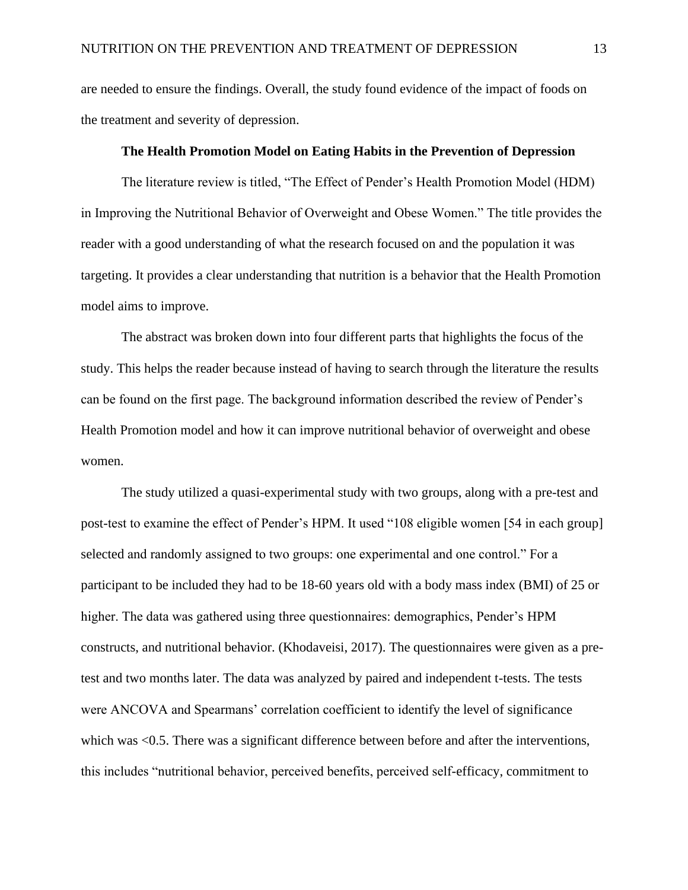are needed to ensure the findings. Overall, the study found evidence of the impact of foods on the treatment and severity of depression.

**The Health Promotion Model on Eating Habits in the Prevention of Depression**

The literature review is titled, “The Effect of Pender’s Health Promotion Model (HDM) in Improving the Nutritional Behavior of Overweight and Obese Women.” The title provides the reader with a good understanding of what the research focused on and the population it was targeting. It provides a clear understanding that nutrition is a behavior that the Health Promotion model aims to improve.

The abstract was broken down into four different parts that highlights the focus of the study. This helps the reader because instead of having to search through the literature the results can be found on the first page. The background information described the review of Pender’s Health Promotion model and how it can improve nutritional behavior of overweight and obese women.

The study utilized a quasi-experimental study with two groups, along with a pre-test and post-test to examine the effect of Pender’s HPM. It used “108 eligible women [54 in each group] selected and randomly assigned to two groups: one experimental and one control.” For a participant to be included they had to be 18-60 years old with a body mass index (BMI) of 25 or higher. The data was gathered using three questionnaires: demographics, Pender’s HPM constructs, and nutritional behavior. (Khodaveisi, 2017). The questionnaires were given as a pre-test and two months later. The data was analyzed by paired and independent t-tests. The tests were ANCOVA and Spearmans’ correlation coefficient to identify the level of significance which was <0.5. There was a significant difference between before and after the interventions, this includes “nutritional behavior, perceived benefits, perceived self-efficacy, commitment to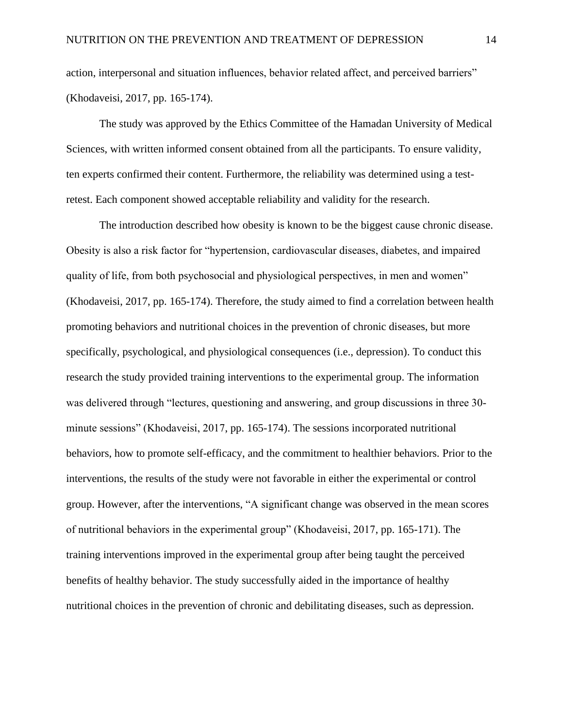action, interpersonal and situation influences, behavior related affect, and perceived barriers" (Khodaveisi, 2017, pp. 165-174).

The study was approved by the Ethics Committee of the Hamadan University of Medical Sciences, with written informed consent obtained from all the participants. To ensure validity, ten experts confirmed their content. Furthermore, the reliability was determined using a test-retest. Each component showed acceptable reliability and validity for the research.

The introduction described how obesity is known to be the biggest cause chronic disease. Obesity is also a risk factor for "hypertension, cardiovascular diseases, diabetes, and impaired quality of life, from both psychosocial and physiological perspectives, in men and women" (Khodaveisi, 2017, pp. 165-174). Therefore, the study aimed to find a correlation between health promoting behaviors and nutritional choices in the prevention of chronic diseases, but more specifically, psychological, and physiological consequences (i.e., depression). To conduct this research the study provided training interventions to the experimental group. The information was delivered through "lectures, questioning and answering, and group discussions in three 30-minute sessions" (Khodaveisi, 2017, pp. 165-174). The sessions incorporated nutritional behaviors, how to promote self-efficacy, and the commitment to healthier behaviors. Prior to the interventions, the results of the study were not favorable in either the experimental or control group. However, after the interventions, "A significant change was observed in the mean scores of nutritional behaviors in the experimental group" (Khodaveisi, 2017, pp. 165-171). The training interventions improved in the experimental group after being taught the perceived benefits of healthy behavior. The study successfully aided in the importance of healthy nutritional choices in the prevention of chronic and debilitating diseases, such as depression.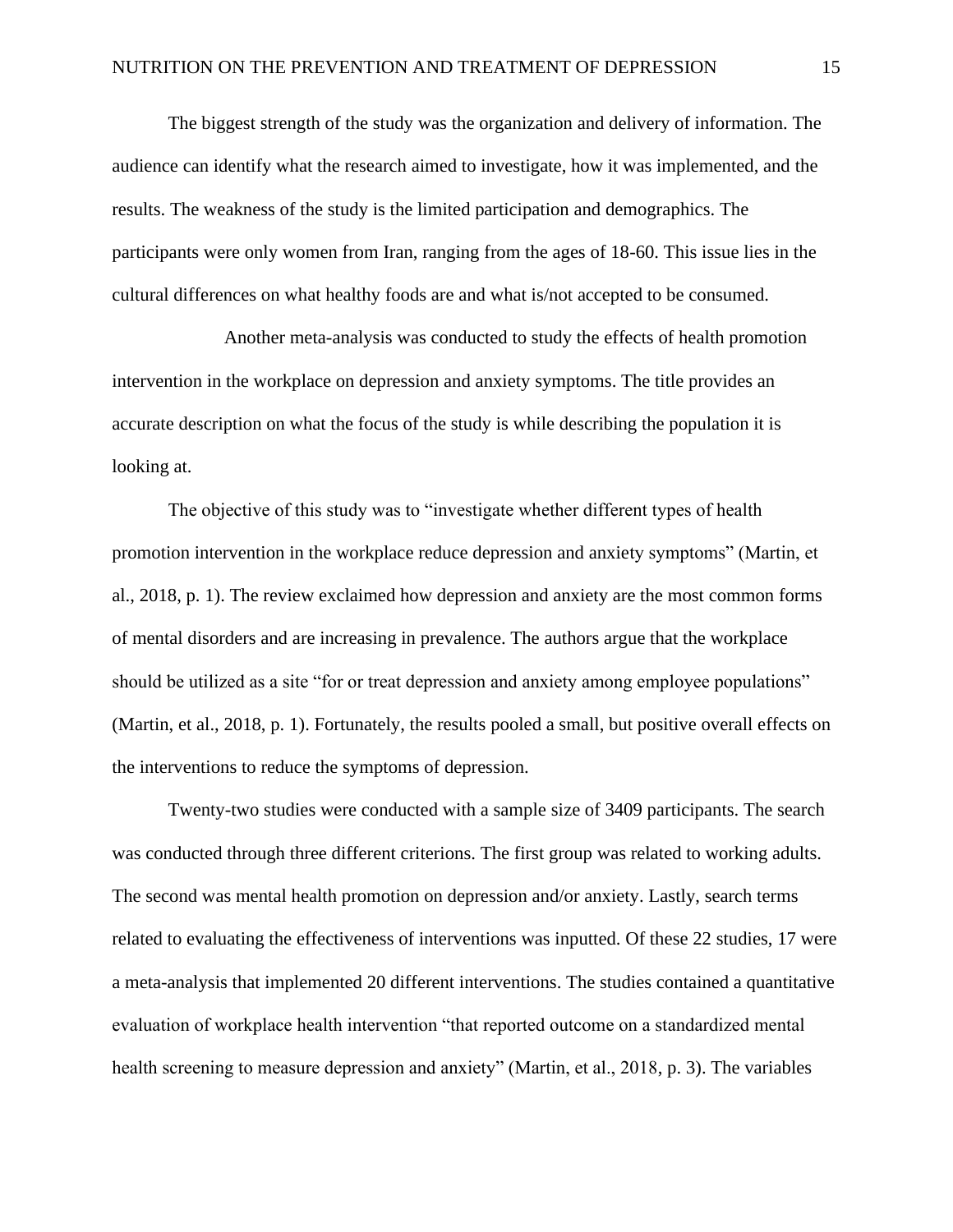The biggest strength of the study was the organization and delivery of information. The audience can identify what the research aimed to investigate, how it was implemented, and the results. The weakness of the study is the limited participation and demographics. The participants were only women from Iran, ranging from the ages of 18-60. This issue lies in the cultural differences on what healthy foods are and what is/not accepted to be consumed.

Another meta-analysis was conducted to study the effects of health promotion intervention in the workplace on depression and anxiety symptoms. The title provides an accurate description on what the focus of the study is while describing the population it is looking at.

The objective of this study was to "investigate whether different types of health promotion intervention in the workplace reduce depression and anxiety symptoms" (Martin, et al., 2018, p. 1). The review exclaimed how depression and anxiety are the most common forms of mental disorders and are increasing in prevalence. The authors argue that the workplace should be utilized as a site "for or treat depression and anxiety among employee populations" (Martin, et al., 2018, p. 1). Fortunately, the results pooled a small, but positive overall effects on the interventions to reduce the symptoms of depression.

Twenty-two studies were conducted with a sample size of 3409 participants. The search was conducted through three different criterions. The first group was related to working adults. The second was mental health promotion on depression and/or anxiety. Lastly, search terms related to evaluating the effectiveness of interventions was inputted. Of these 22 studies, 17 were a meta-analysis that implemented 20 different interventions. The studies contained a quantitative evaluation of workplace health intervention "that reported outcome on a standardized mental health screening to measure depression and anxiety" (Martin, et al., 2018, p. 3). The variables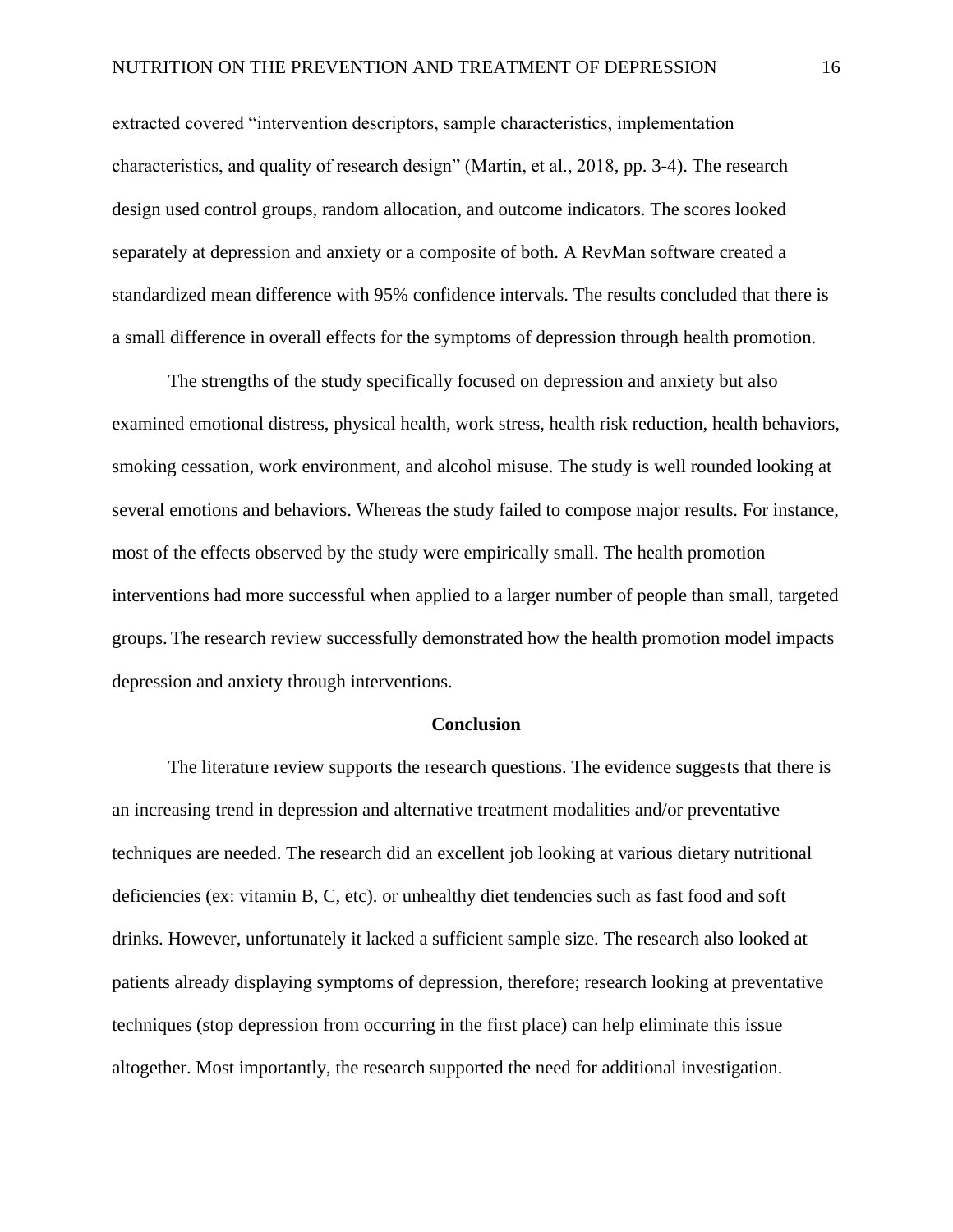extracted covered "intervention descriptors, sample characteristics, implementation characteristics, and quality of research design" (Martin, et al., 2018, pp. 3-4). The research design used control groups, random allocation, and outcome indicators. The scores looked separately at depression and anxiety or a composite of both. A RevMan software created a standardized mean difference with 95% confidence intervals. The results concluded that there is a small difference in overall effects for the symptoms of depression through health promotion.

The strengths of the study specifically focused on depression and anxiety but also examined emotional distress, physical health, work stress, health risk reduction, health behaviors, smoking cessation, work environment, and alcohol misuse. The study is well rounded looking at several emotions and behaviors. Whereas the study failed to compose major results. For instance, most of the effects observed by the study were empirically small. The health promotion interventions had more successful when applied to a larger number of people than small, targeted groups. The research review successfully demonstrated how the health promotion model impacts depression and anxiety through interventions.

## Conclusion

The literature review supports the research questions. The evidence suggests that there is an increasing trend in depression and alternative treatment modalities and/or preventative techniques are needed. The research did an excellent job looking at various dietary nutritional deficiencies (ex: vitamin B, C, etc). or unhealthy diet tendencies such as fast food and soft drinks. However, unfortunately it lacked a sufficient sample size. The research also looked at patients already displaying symptoms of depression, therefore; research looking at preventative techniques (stop depression from occurring in the first place) can help eliminate this issue altogether. Most importantly, the research supported the need for additional investigation.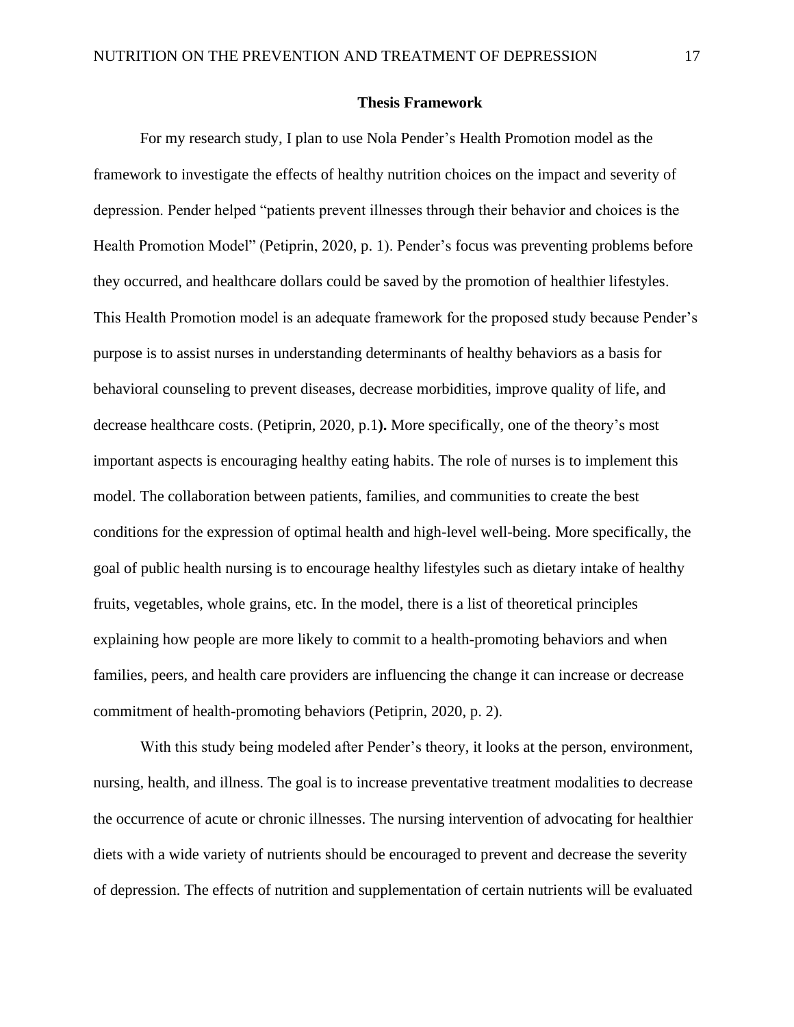**Thesis Framework**

For my research study, I plan to use Nola Pender's Health Promotion model as the framework to investigate the effects of healthy nutrition choices on the impact and severity of depression. Pender helped "patients prevent illnesses through their behavior and choices is the Health Promotion Model" (Petiprin, 2020, p. 1). Pender's focus was preventing problems before they occurred, and healthcare dollars could be saved by the promotion of healthier lifestyles. This Health Promotion model is an adequate framework for the proposed study because Pender's purpose is to assist nurses in understanding determinants of healthy behaviors as a basis for behavioral counseling to prevent diseases, decrease morbidities, improve quality of life, and decrease healthcare costs. (Petiprin, 2020, p.1**).** More specifically, one of the theory's most important aspects is encouraging healthy eating habits. The role of nurses is to implement this model. The collaboration between patients, families, and communities to create the best conditions for the expression of optimal health and high-level well-being. More specifically, the goal of public health nursing is to encourage healthy lifestyles such as dietary intake of healthy fruits, vegetables, whole grains, etc. In the model, there is a list of theoretical principles explaining how people are more likely to commit to a health-promoting behaviors and when families, peers, and health care providers are influencing the change it can increase or decrease commitment of health-promoting behaviors (Petiprin, 2020, p. 2).

With this study being modeled after Pender's theory, it looks at the person, environment, nursing, health, and illness. The goal is to increase preventative treatment modalities to decrease the occurrence of acute or chronic illnesses. The nursing intervention of advocating for healthier diets with a wide variety of nutrients should be encouraged to prevent and decrease the severity of depression. The effects of nutrition and supplementation of certain nutrients will be evaluated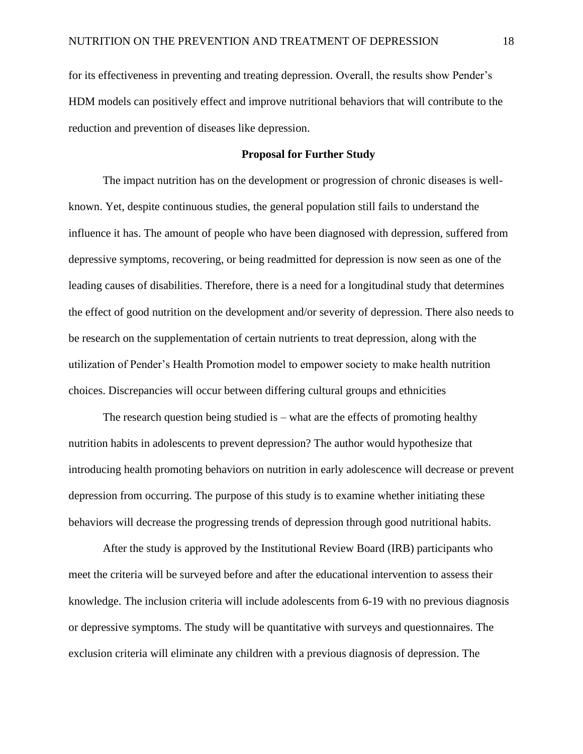for its effectiveness in preventing and treating depression. Overall, the results show Pender's HDM models can positively effect and improve nutritional behaviors that will contribute to the reduction and prevention of diseases like depression.

## Proposal for Further Study

The impact nutrition has on the development or progression of chronic diseases is well-known. Yet, despite continuous studies, the general population still fails to understand the influence it has. The amount of people who have been diagnosed with depression, suffered from depressive symptoms, recovering, or being readmitted for depression is now seen as one of the leading causes of disabilities. Therefore, there is a need for a longitudinal study that determines the effect of good nutrition on the development and/or severity of depression. There also needs to be research on the supplementation of certain nutrients to treat depression, along with the utilization of Pender's Health Promotion model to empower society to make health nutrition choices. Discrepancies will occur between differing cultural groups and ethnicities

The research question being studied is – what are the effects of promoting healthy nutrition habits in adolescents to prevent depression? The author would hypothesize that introducing health promoting behaviors on nutrition in early adolescence will decrease or prevent depression from occurring. The purpose of this study is to examine whether initiating these behaviors will decrease the progressing trends of depression through good nutritional habits.

After the study is approved by the Institutional Review Board (IRB) participants who meet the criteria will be surveyed before and after the educational intervention to assess their knowledge. The inclusion criteria will include adolescents from 6-19 with no previous diagnosis or depressive symptoms. The study will be quantitative with surveys and questionnaires. The exclusion criteria will eliminate any children with a previous diagnosis of depression. The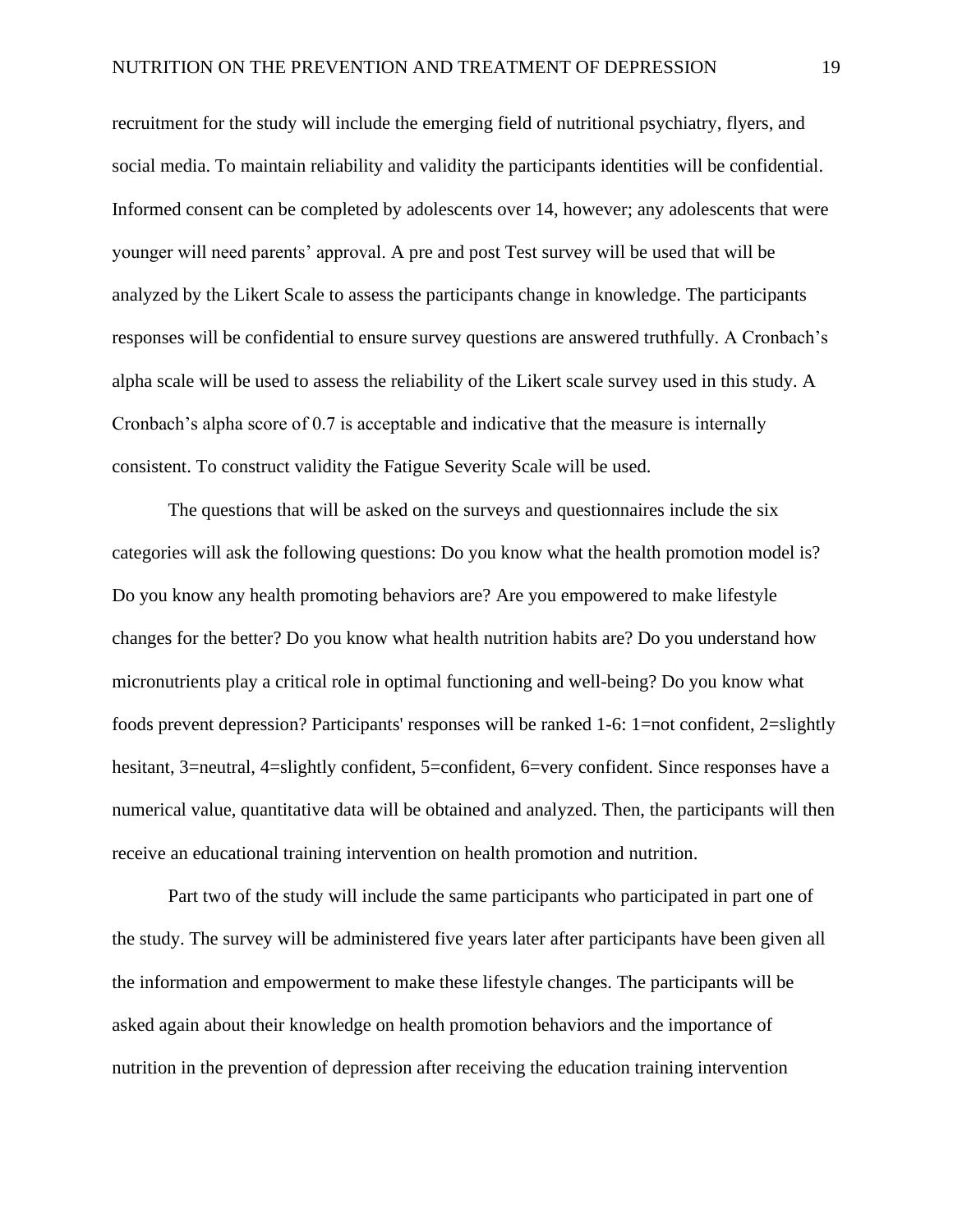recruitment for the study will include the emerging field of nutritional psychiatry, flyers, and social media. To maintain reliability and validity the participants identities will be confidential. Informed consent can be completed by adolescents over 14, however; any adolescents that were younger will need parents' approval. A pre and post Test survey will be used that will be analyzed by the Likert Scale to assess the participants change in knowledge. The participants responses will be confidential to ensure survey questions are answered truthfully. A Cronbach's alpha scale will be used to assess the reliability of the Likert scale survey used in this study. A Cronbach's alpha score of 0.7 is acceptable and indicative that the measure is internally consistent. To construct validity the Fatigue Severity Scale will be used.

The questions that will be asked on the surveys and questionnaires include the six categories will ask the following questions: Do you know what the health promotion model is? Do you know any health promoting behaviors are? Are you empowered to make lifestyle changes for the better? Do you know what health nutrition habits are? Do you understand how micronutrients play a critical role in optimal functioning and well-being? Do you know what foods prevent depression? Participants' responses will be ranked 1-6: 1=not confident, 2=slightly hesitant, 3=neutral, 4=slightly confident, 5=confident, 6=very confident. Since responses have a numerical value, quantitative data will be obtained and analyzed. Then, the participants will then receive an educational training intervention on health promotion and nutrition.

Part two of the study will include the same participants who participated in part one of the study. The survey will be administered five years later after participants have been given all the information and empowerment to make these lifestyle changes. The participants will be asked again about their knowledge on health promotion behaviors and the importance of nutrition in the prevention of depression after receiving the education training intervention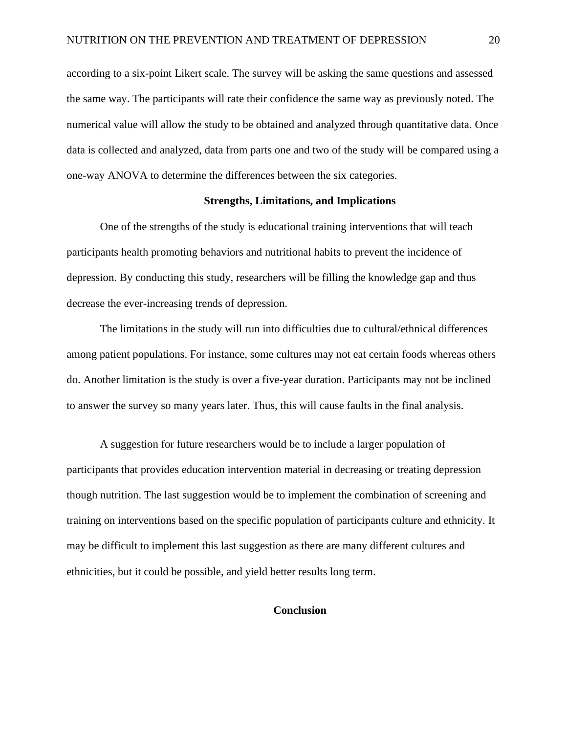according to a six-point Likert scale. The survey will be asking the same questions and assessed the same way. The participants will rate their confidence the same way as previously noted. The numerical value will allow the study to be obtained and analyzed through quantitative data. Once data is collected and analyzed, data from parts one and two of the study will be compared using a one-way ANOVA to determine the differences between the six categories.

## Strengths, Limitations, and Implications

One of the strengths of the study is educational training interventions that will teach participants health promoting behaviors and nutritional habits to prevent the incidence of depression. By conducting this study, researchers will be filling the knowledge gap and thus decrease the ever-increasing trends of depression.

The limitations in the study will run into difficulties due to cultural/ethnical differences among patient populations. For instance, some cultures may not eat certain foods whereas others do. Another limitation is the study is over a five-year duration. Participants may not be inclined to answer the survey so many years later. Thus, this will cause faults in the final analysis.

A suggestion for future researchers would be to include a larger population of participants that provides education intervention material in decreasing or treating depression though nutrition. The last suggestion would be to implement the combination of screening and training on interventions based on the specific population of participants culture and ethnicity. It may be difficult to implement this last suggestion as there are many different cultures and ethnicities, but it could be possible, and yield better results long term.

## Conclusion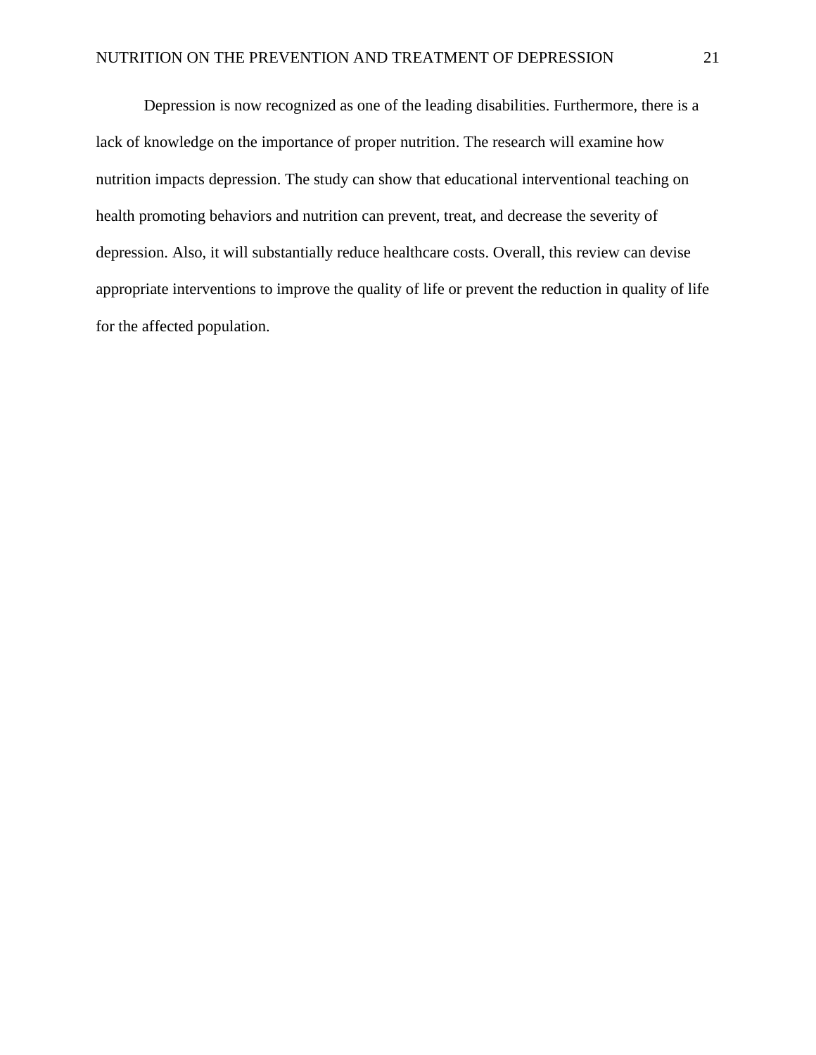Depression is now recognized as one of the leading disabilities. Furthermore, there is a lack of knowledge on the importance of proper nutrition. The research will examine how nutrition impacts depression. The study can show that educational interventional teaching on health promoting behaviors and nutrition can prevent, treat, and decrease the severity of depression. Also, it will substantially reduce healthcare costs. Overall, this review can devise appropriate interventions to improve the quality of life or prevent the reduction in quality of life for the affected population.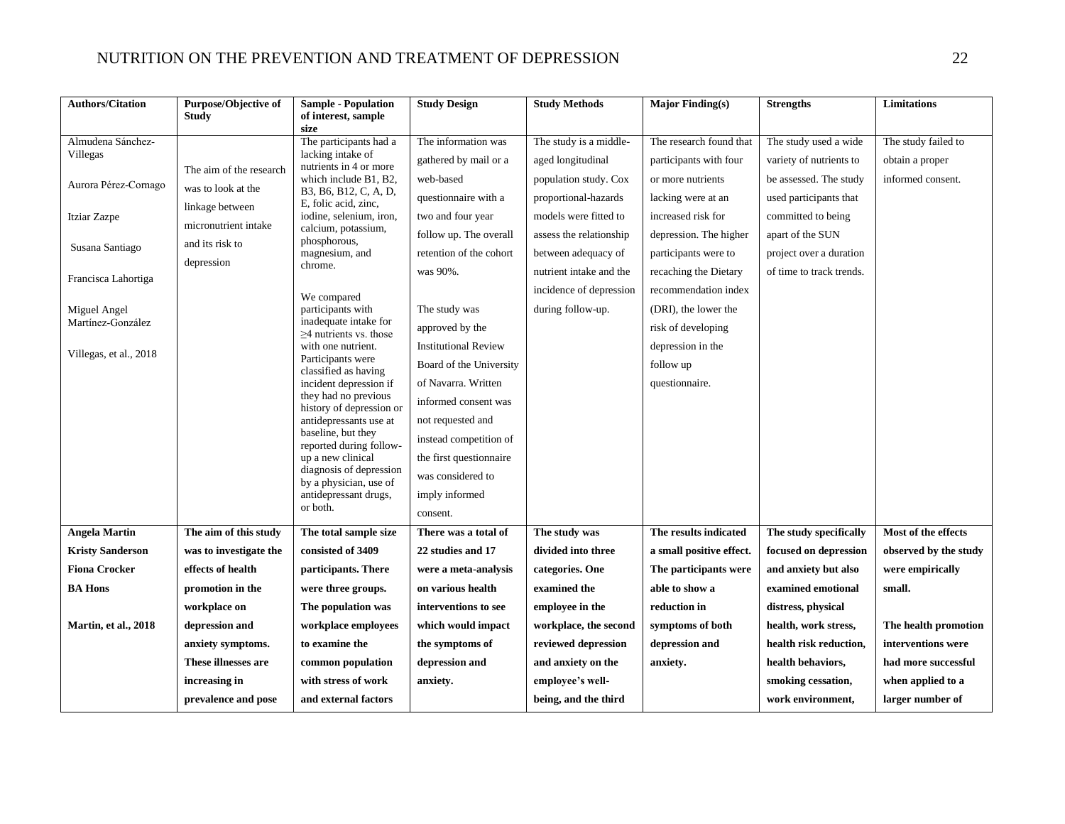| Authors/Citation | Purpose/Objective of Study | Sample - Population of interest, sample size | Study Design | Study Methods | Major Finding(s) | Strengths | Limitations |
|---|---|---|---|---|---|---|---|
| Almudena Sánchez-Villegas<br><br>Aurora Pérez-Cornago<br><br>Itziar Zazpe<br><br>Susana Santiago<br><br>Francisca Lahortiga<br><br>Miguel Angel Martínez-González<br><br>Villegas, et al., 2018 | The aim of the research was to look at the linkage between micronutrient intake and its risk to depression | The participants had a lacking intake of nutrients in 4 or more which include B1, B2, B3, B6, B12, C, A, D, E, folic acid, zinc, iodine, selenium, iron, calcium, potassium, phosphorous, magnesium, and chrome.<br><br>We compared participants with inadequate intake for ≥4 nutrients vs. those with one nutrient. Participants were classified as having incident depression if they had no previous history of depression or antidepressants use at baseline, but they reported during follow-up a new clinical diagnosis of depression by a physician, use of antidepressant drugs, or both. | The information was gathered by mail or a web-based questionnaire with a two and four year follow up. The overall retention of the cohort was 90%.<br><br>The study was approved by the Institutional Review Board of the University of Navarra. Written informed consent was not requested and instead competition of the first questionnaire was considered to imply informed consent. | The study is a middle-aged longitudinal population study. Cox proportional-hazards models were fitted to assess the relationship between adequacy of nutrient intake and the incidence of depression during follow-up. | The research found that participants with four or more nutrients lacking were at an increased risk for depression. The higher participants were to recaching the Dietary recommendation index (DRI), the lower the risk of developing depression in the follow up questionnaire. | The study used a wide variety of nutrients to be assessed. The study used participants that committed to being apart of the SUN project over a duration of time to track trends. | The study failed to obtain a proper informed consent. |
| **Angela Martin**<br>**Kristy Sanderson**<br>**Fiona Crocker**<br>**BA Hons**<br><br>**Martin, et al., 2018** | **The aim of this study was to investigate the effects of health promotion in the workplace on depression and anxiety symptoms. These illnesses are increasing in prevalence and pose** | **The total sample size consisted of 3409 participants. There were three groups. The population was workplace employees to examine the common population with stress of work and external factors** | **There was a total of 22 studies and 17 were a meta-analysis on various health interventions to see which would impact the symptoms of depression and anxiety.** | **The study was divided into three categories. One examined the employee in the workplace, the second reviewed depression and anxiety on the employee's well-being, and the third** | **The results indicated a small positive effect. The participants were able to show a reduction in symptoms of both depression and anxiety.** | **The study specifically focused on depression and anxiety but also examined emotional distress, physical health, work stress, health risk reduction, health behaviors, smoking cessation, work environment,** | **Most of the effects observed by the study were empirically small.**<br><br>**The health promotion interventions were had more successful when applied to a larger number of** |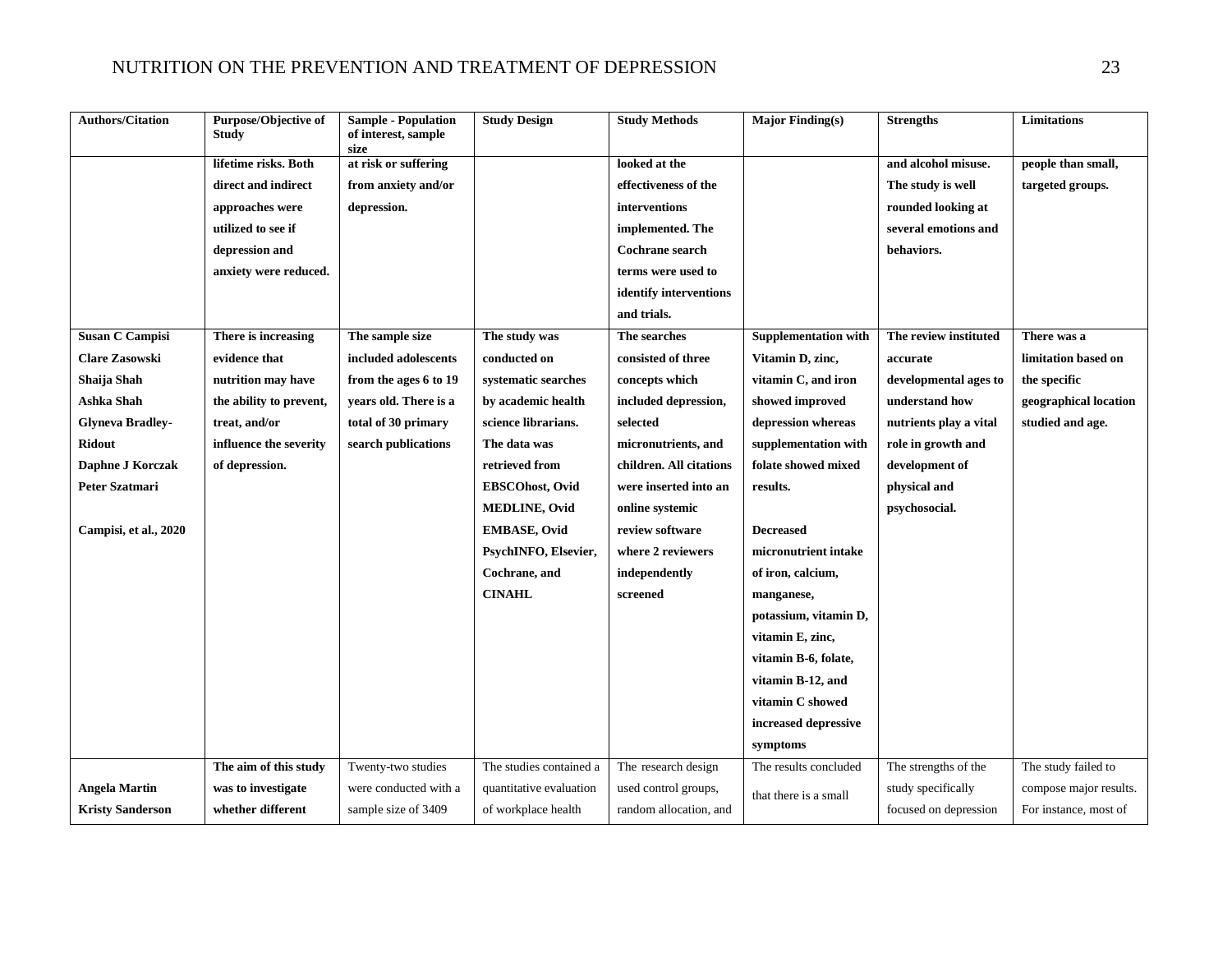| Authors/Citation | Purpose/Objective of Study | Sample - Population of interest, sample size | Study Design | Study Methods | Major Finding(s) | Strengths | Limitations |
|---|---|---|---|---|---|---|---|
| | **lifetime risks. Both direct and indirect approaches were utilized to see if depression and anxiety were reduced.** | **at risk or suffering from anxiety and/or depression.** | | **looked at the effectiveness of the interventions implemented. The Cochrane search terms were used to identify interventions and trials.** | | **and alcohol misuse. The study is well rounded looking at several emotions and behaviors.** | **people than small, targeted groups.** |
| **Susan C Campisi Clare Zasowski Shaija Shah Ashka Shah Glyneva Bradley-Ridout Daphne J Korczak Peter Szatmari Campisi, et al., 2020** | **There is increasing evidence that nutrition may have the ability to prevent, treat, and/or influence the severity of depression.** | **The sample size included adolescents from the ages 6 to 19 years old. There is a total of 30 primary search publications** | **The study was conducted on systematic searches by academic health science librarians. The data was retrieved from EBSCOhost, Ovid MEDLINE, Ovid EMBASE, Ovid PsychINFO, Elsevier, Cochrane, and CINAHL** | **The searches consisted of three concepts which included depression, selected micronutrients, and children. All citations were inserted into an online systemic review software where 2 reviewers independently screened** | **Supplementation with Vitamin D, zinc, vitamin C, and iron showed improved depression whereas supplementation with folate showed mixed results. Decreased micronutrient intake of iron, calcium, manganese, potassium, vitamin D, vitamin E, zinc, vitamin B-6, folate, vitamin B-12, and vitamin C showed increased depressive symptoms** | **The review instituted accurate developmental ages to understand how nutrients play a vital role in growth and development of physical and psychosocial.** | **There was a limitation based on the specific geographical location studied and age.** |
| **Angela Martin Kristy Sanderson** | **The aim of this study was to investigate whether different** | Twenty-two studies were conducted with a sample size of 3409 | The studies contained a quantitative evaluation of workplace health | The research design used control groups, random allocation, and | The results concluded that there is a small | The strengths of the study specifically focused on depression | The study failed to compose major results. For instance, most of |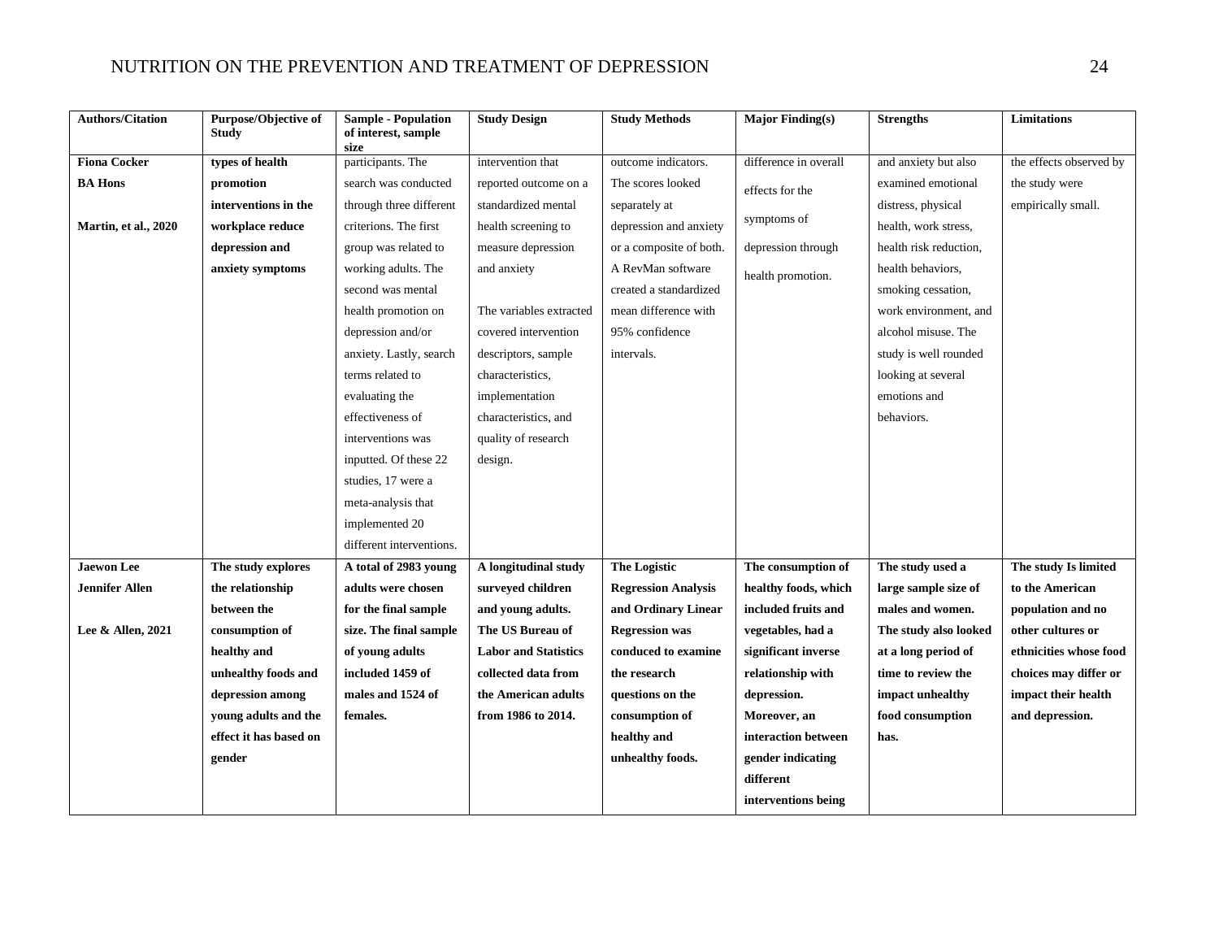| Authors/Citation | Purpose/Objective of Study | Sample - Population of interest, sample size | Study Design | Study Methods | Major Finding(s) | Strengths | Limitations |
|---|---|---|---|---|---|---|---|
| **Fiona Cocker**<br>**BA Hons**<br><br>**Martin, et al., 2020** | **types of health promotion interventions in the workplace reduce depression and anxiety symptoms** | participants. The search was conducted through three different criterions. The first group was related to working adults. The second was mental health promotion on depression and/or anxiety. Lastly, search terms related to evaluating the effectiveness of interventions was inputted. Of these 22 studies, 17 were a meta-analysis that implemented 20 different interventions. | intervention that reported outcome on a standardized mental health screening to measure depression and anxiety<br><br>The variables extracted covered intervention descriptors, sample characteristics, implementation characteristics, and quality of research design. | outcome indicators. The scores looked separately at depression and anxiety or a composite of both. A RevMan software created a standardized mean difference with 95% confidence intervals. | difference in overall effects for the symptoms of depression through health promotion. | and anxiety but also examined emotional distress, physical health, work stress, health risk reduction, health behaviors, smoking cessation, work environment, and alcohol misuse. The study is well rounded looking at several emotions and behaviors. | the effects observed by the study were empirically small. |
| **Jaewon Lee**<br>**Jennifer Allen**<br><br>**Lee & Allen, 2021** | **The study explores the relationship between the consumption of healthy and unhealthy foods and depression among young adults and the effect it has based on gender** | **A total of 2983 young adults were chosen for the final sample size. The final sample of young adults included 1459 of males and 1524 of females.** | **A longitudinal study surveyed children and young adults. The US Bureau of Labor and Statistics collected data from the American adults from 1986 to 2014.** | **The Logistic Regression Analysis and Ordinary Linear Regression was conduced to examine the research questions on the consumption of healthy and unhealthy foods.** | **The consumption of healthy foods, which included fruits and vegetables, had a significant inverse relationship with depression. Moreover, an interaction between gender indicating different interventions being** | **The study used a large sample size of males and women. The study also looked at a long period of time to review the impact unhealthy food consumption has.** | **The study Is limited to the American population and no other cultures or ethnicities whose food choices may differ or impact their health and depression.** |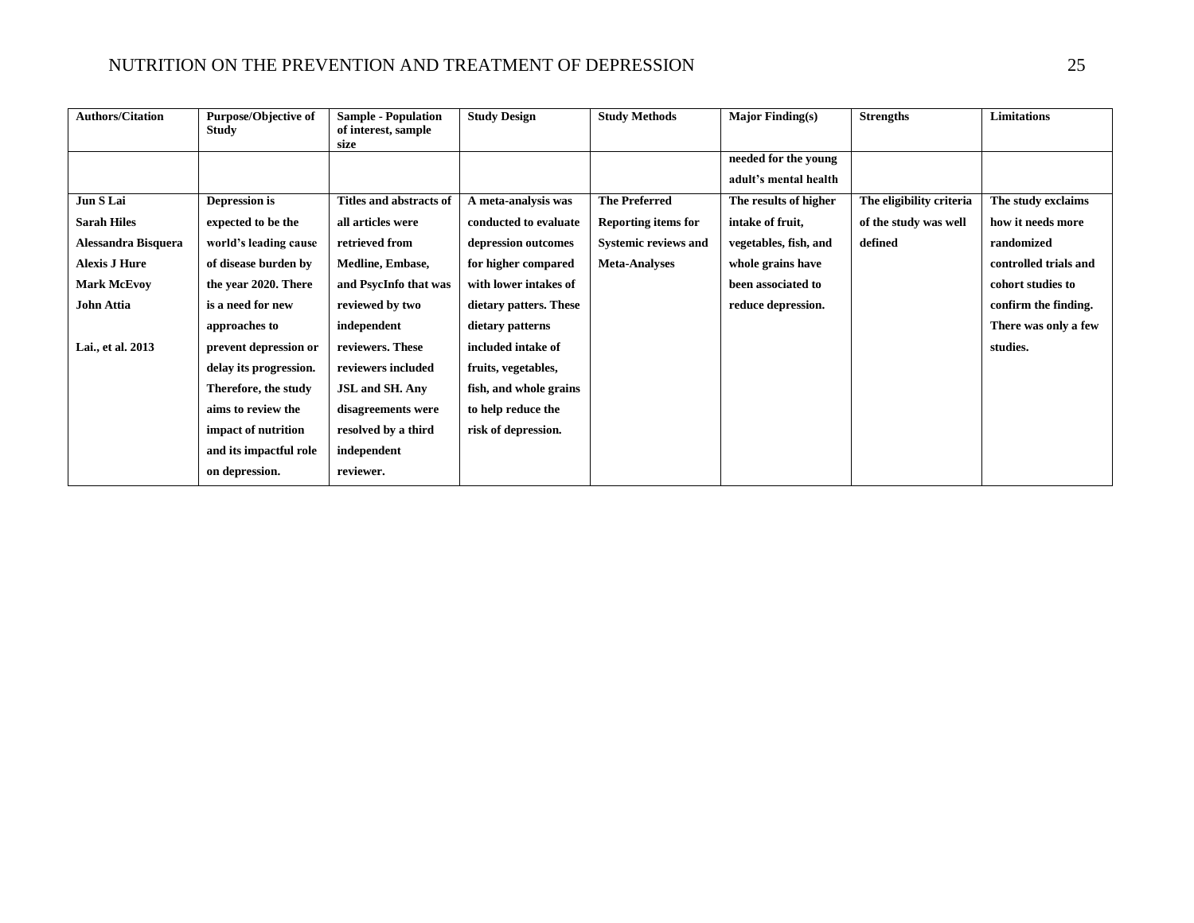| Authors/Citation | Purpose/Objective of Study | Sample - Population of interest, sample size | Study Design | Study Methods | Major Finding(s) | Strengths | Limitations |
|---|---|---|---|---|---|---|---|
| | | | | | **needed for the young adult's mental health** | | |
| **Jun S Lai** **Sarah Hiles** **Alessandra Bisquera** **Alexis J Hure** **Mark McEvoy** **John Attia** **Lai., et al. 2013** | **Depression is expected to be the world's leading cause of disease burden by the year 2020. There is a need for new approaches to prevent depression or delay its progression. Therefore, the study aims to review the impact of nutrition and its impactful role on depression.** | **Titles and abstracts of all articles were retrieved from Medline, Embase, and PsycInfo that was reviewed by two independent reviewers. These reviewers included JSL and SH. Any disagreements were resolved by a third independent reviewer.** | **A meta-analysis was conducted to evaluate depression outcomes for higher compared with lower intakes of dietary patters. These dietary patterns included intake of fruits, vegetables, fish, and whole grains to help reduce the risk of depression.** | **The Preferred Reporting items for Systemic reviews and Meta-Analyses** | **The results of higher intake of fruit, vegetables, fish, and whole grains have been associated to reduce depression.** | **The eligibility criteria of the study was well defined** | **The study exclaims how it needs more randomized controlled trials and cohort studies to confirm the finding. There was only a few studies.** |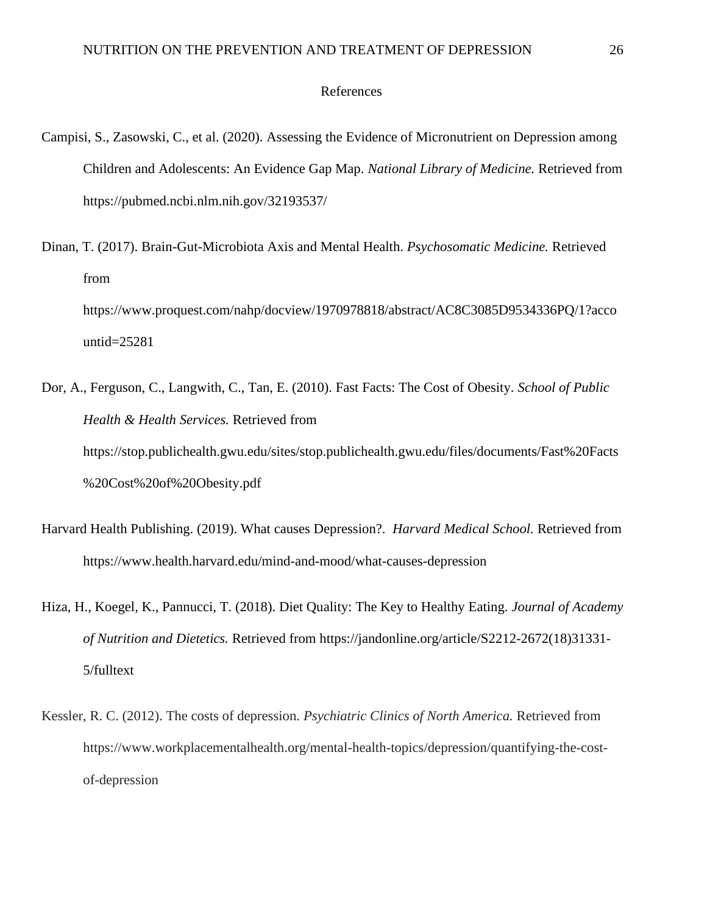# References

Campisi, S., Zasowski, C., et al. (2020). Assessing the Evidence of Micronutrient on Depression among Children and Adolescents: An Evidence Gap Map. *National Library of Medicine.* Retrieved from https://pubmed.ncbi.nlm.nih.gov/32193537/

Dinan, T. (2017). Brain-Gut-Microbiota Axis and Mental Health. *Psychosomatic Medicine.* Retrieved from https://www.proquest.com/nahp/docview/1970978818/abstract/AC8C3085D9534336PQ/1?accountid=25281

Dor, A., Ferguson, C., Langwith, C., Tan, E. (2010). Fast Facts: The Cost of Obesity. *School of Public Health & Health Services.* Retrieved from https://stop.publichealth.gwu.edu/sites/stop.publichealth.gwu.edu/files/documents/Fast%20Facts%20Cost%20of%20Obesity.pdf

Harvard Health Publishing. (2019). What causes Depression?. *Harvard Medical School.* Retrieved from https://www.health.harvard.edu/mind-and-mood/what-causes-depression

Hiza, H., Koegel, K., Pannucci, T. (2018). Diet Quality: The Key to Healthy Eating. *Journal of Academy of Nutrition and Dietetics.* Retrieved from https://jandonline.org/article/S2212-2672(18)31331-5/fulltext

Kessler, R. C. (2012). The costs of depression. *Psychiatric Clinics of North America.* Retrieved from https://www.workplacementalhealth.org/mental-health-topics/depression/quantifying-the-cost-of-depression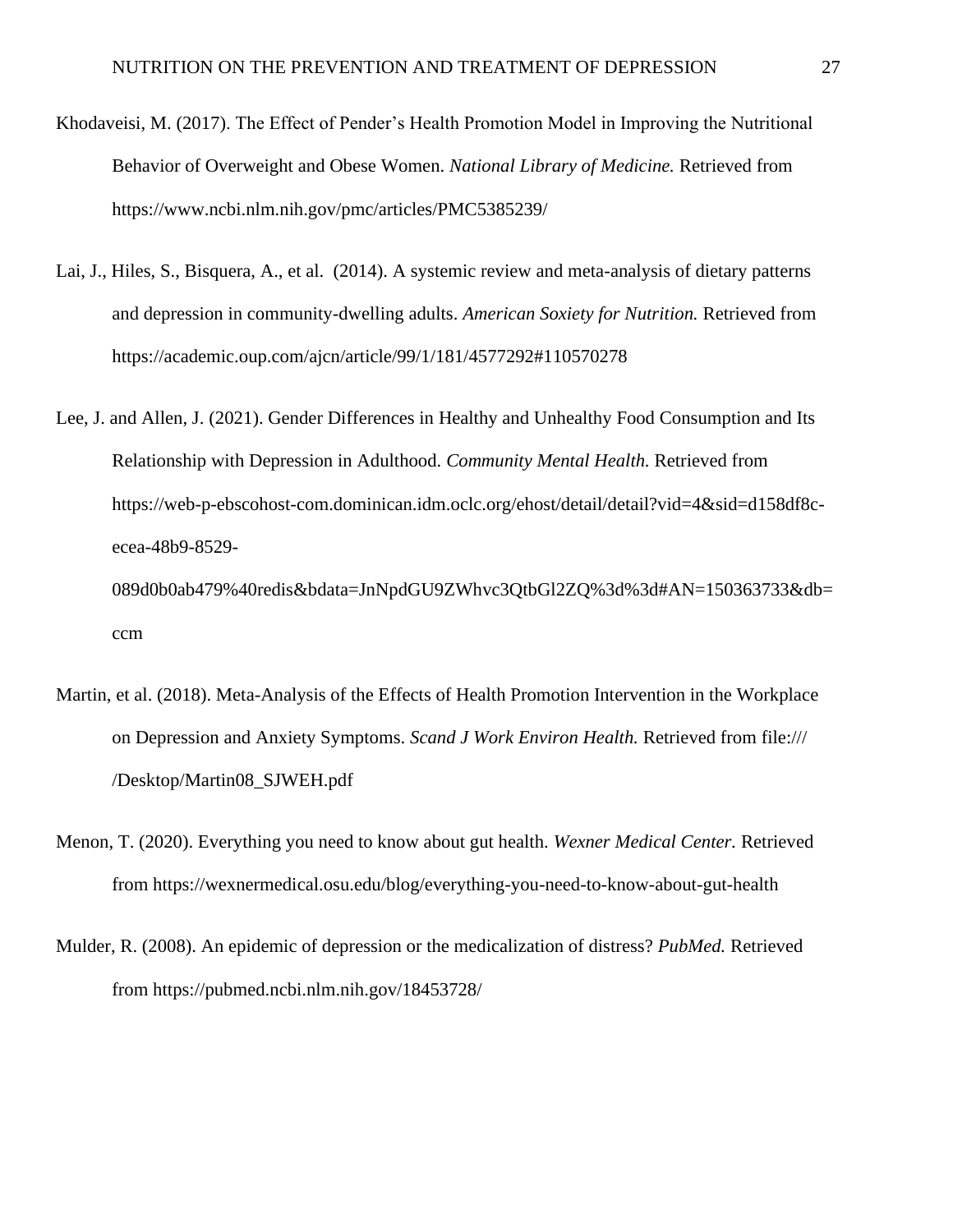Khodaveisi, M. (2017). The Effect of Pender's Health Promotion Model in Improving the Nutritional Behavior of Overweight and Obese Women. *National Library of Medicine.* Retrieved from https://www.ncbi.nlm.nih.gov/pmc/articles/PMC5385239/

Lai, J., Hiles, S., Bisquera, A., et al. (2014). A systemic review and meta-analysis of dietary patterns and depression in community-dwelling adults. *American Soxiety for Nutrition.* Retrieved from https://academic.oup.com/ajcn/article/99/1/181/4577292#110570278

Lee, J. and Allen, J. (2021). Gender Differences in Healthy and Unhealthy Food Consumption and Its Relationship with Depression in Adulthood. *Community Mental Health.* Retrieved from https://web-p-ebscohost-com.dominican.idm.oclc.org/ehost/detail/detail?vid=4&sid=d158df8c-ecea-48b9-8529-089d0b0ab479%40redis&bdata=JnNpdGU9ZWhvc3QtbGl2ZQ%3d%3d#AN=150363733&db=ccm

Martin, et al. (2018). Meta-Analysis of the Effects of Health Promotion Intervention in the Workplace on Depression and Anxiety Symptoms. *Scand J Work Environ Health.* Retrieved from file:/// /Desktop/Martin08_SJWEH.pdf

Menon, T. (2020). Everything you need to know about gut health. *Wexner Medical Center.* Retrieved from https://wexnermedical.osu.edu/blog/everything-you-need-to-know-about-gut-health

Mulder, R. (2008). An epidemic of depression or the medicalization of distress? *PubMed.* Retrieved from https://pubmed.ncbi.nlm.nih.gov/18453728/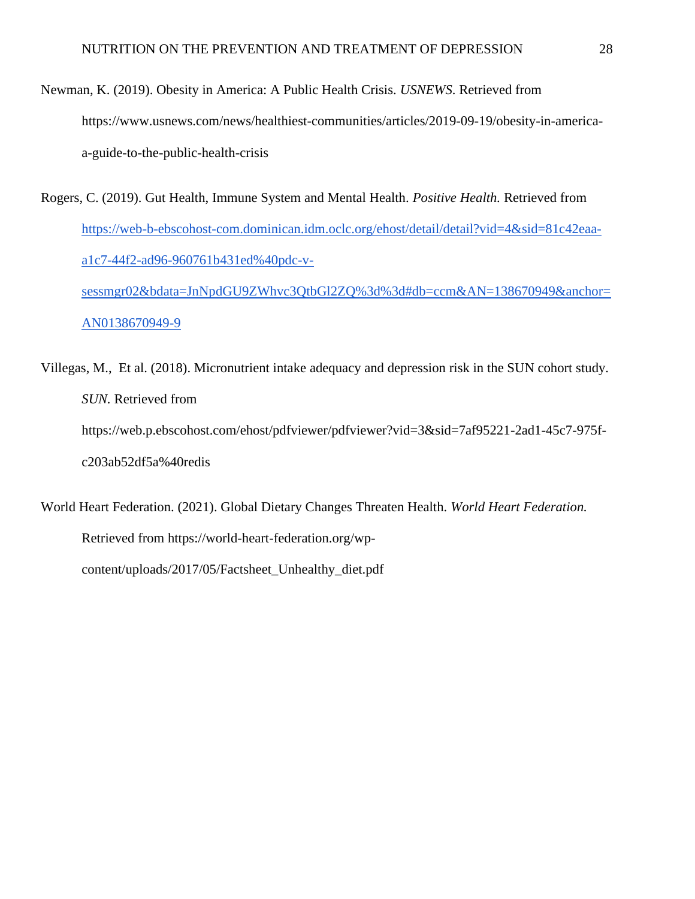Newman, K. (2019). Obesity in America: A Public Health Crisis. *USNEWS.* Retrieved from https://www.usnews.com/news/healthiest-communities/articles/2019-09-19/obesity-in-america-a-guide-to-the-public-health-crisis

Rogers, C. (2019). Gut Health, Immune System and Mental Health. *Positive Health.* Retrieved from https://web-b-ebscohost-com.dominican.idm.oclc.org/ehost/detail/detail?vid=4&sid=81c42eaa-a1c7-44f2-ad96-960761b431ed%40pdc-v-sessmgr02&bdata=JnNpdGU9ZWhvc3QtbGl2ZQ%3d%3d#db=ccm&AN=138670949&anchor=AN0138670949-9

Villegas, M., Et al. (2018). Micronutrient intake adequacy and depression risk in the SUN cohort study. *SUN.* Retrieved from https://web.p.ebscohost.com/ehost/pdfviewer/pdfviewer?vid=3&sid=7af95221-2ad1-45c7-975f-c203ab52df5a%40redis

World Heart Federation. (2021). Global Dietary Changes Threaten Health. *World Heart Federation.* Retrieved from https://world-heart-federation.org/wp-content/uploads/2017/05/Factsheet_Unhealthy_diet.pdf